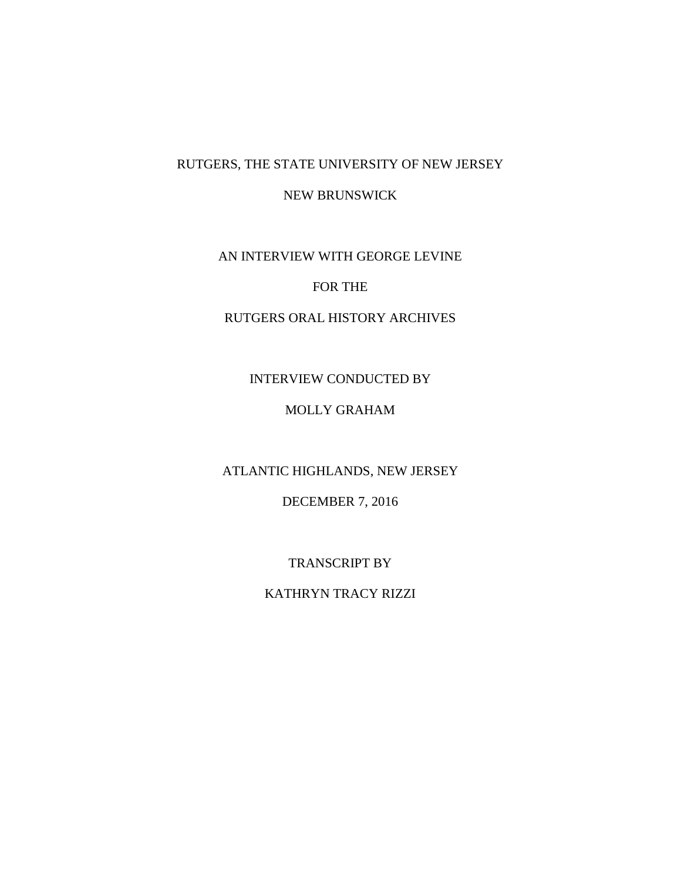RUTGERS, THE STATE UNIVERSITY OF NEW JERSEY

NEW BRUNSWICK

AN INTERVIEW WITH GEORGE LEVINE

FOR THE

RUTGERS ORAL HISTORY ARCHIVES

INTERVIEW CONDUCTED BY

MOLLY GRAHAM

ATLANTIC HIGHLANDS, NEW JERSEY

DECEMBER 7, 2016

TRANSCRIPT BY

KATHRYN TRACY RIZZI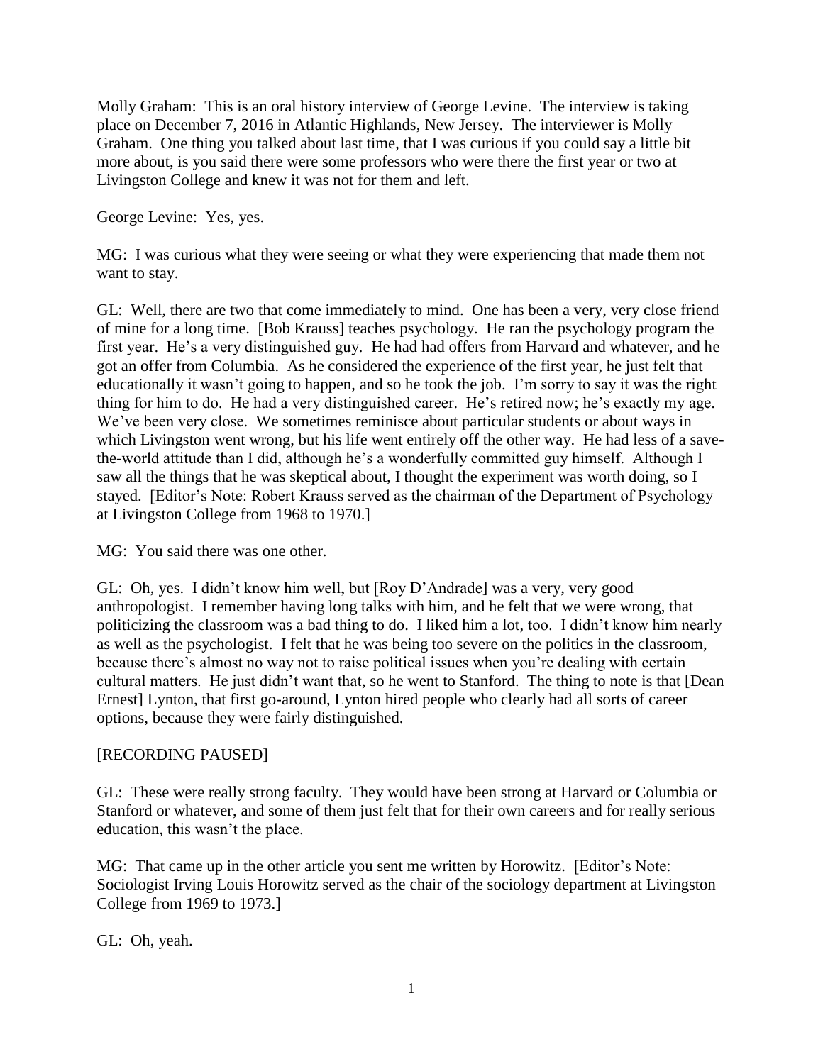Molly Graham: This is an oral history interview of George Levine. The interview is taking place on December 7, 2016 in Atlantic Highlands, New Jersey. The interviewer is Molly Graham. One thing you talked about last time, that I was curious if you could say a little bit more about, is you said there were some professors who were there the first year or two at Livingston College and knew it was not for them and left.

George Levine: Yes, yes.

MG: I was curious what they were seeing or what they were experiencing that made them not want to stay.

GL: Well, there are two that come immediately to mind. One has been a very, very close friend of mine for a long time. [Bob Krauss] teaches psychology. He ran the psychology program the first year. He's a very distinguished guy. He had had offers from Harvard and whatever, and he got an offer from Columbia. As he considered the experience of the first year, he just felt that educationally it wasn't going to happen, and so he took the job. I'm sorry to say it was the right thing for him to do. He had a very distinguished career. He's retired now; he's exactly my age. We've been very close. We sometimes reminisce about particular students or about ways in which Livingston went wrong, but his life went entirely off the other way. He had less of a save-the-world attitude than I did, although he's a wonderfully committed guy himself. Although I saw all the things that he was skeptical about, I thought the experiment was worth doing, so I stayed. [Editor's Note: Robert Krauss served as the chairman of the Department of Psychology at Livingston College from 1968 to 1970.]

MG: You said there was one other.

GL: Oh, yes. I didn't know him well, but [Roy D'Andrade] was a very, very good anthropologist. I remember having long talks with him, and he felt that we were wrong, that politicizing the classroom was a bad thing to do. I liked him a lot, too. I didn't know him nearly as well as the psychologist. I felt that he was being too severe on the politics in the classroom, because there's almost no way not to raise political issues when you're dealing with certain cultural matters. He just didn't want that, so he went to Stanford. The thing to note is that [Dean Ernest] Lynton, that first go-around, Lynton hired people who clearly had all sorts of career options, because they were fairly distinguished.

[RECORDING PAUSED]

GL: These were really strong faculty. They would have been strong at Harvard or Columbia or Stanford or whatever, and some of them just felt that for their own careers and for really serious education, this wasn't the place.

MG: That came up in the other article you sent me written by Horowitz. [Editor's Note: Sociologist Irving Louis Horowitz served as the chair of the sociology department at Livingston College from 1969 to 1973.]

GL: Oh, yeah.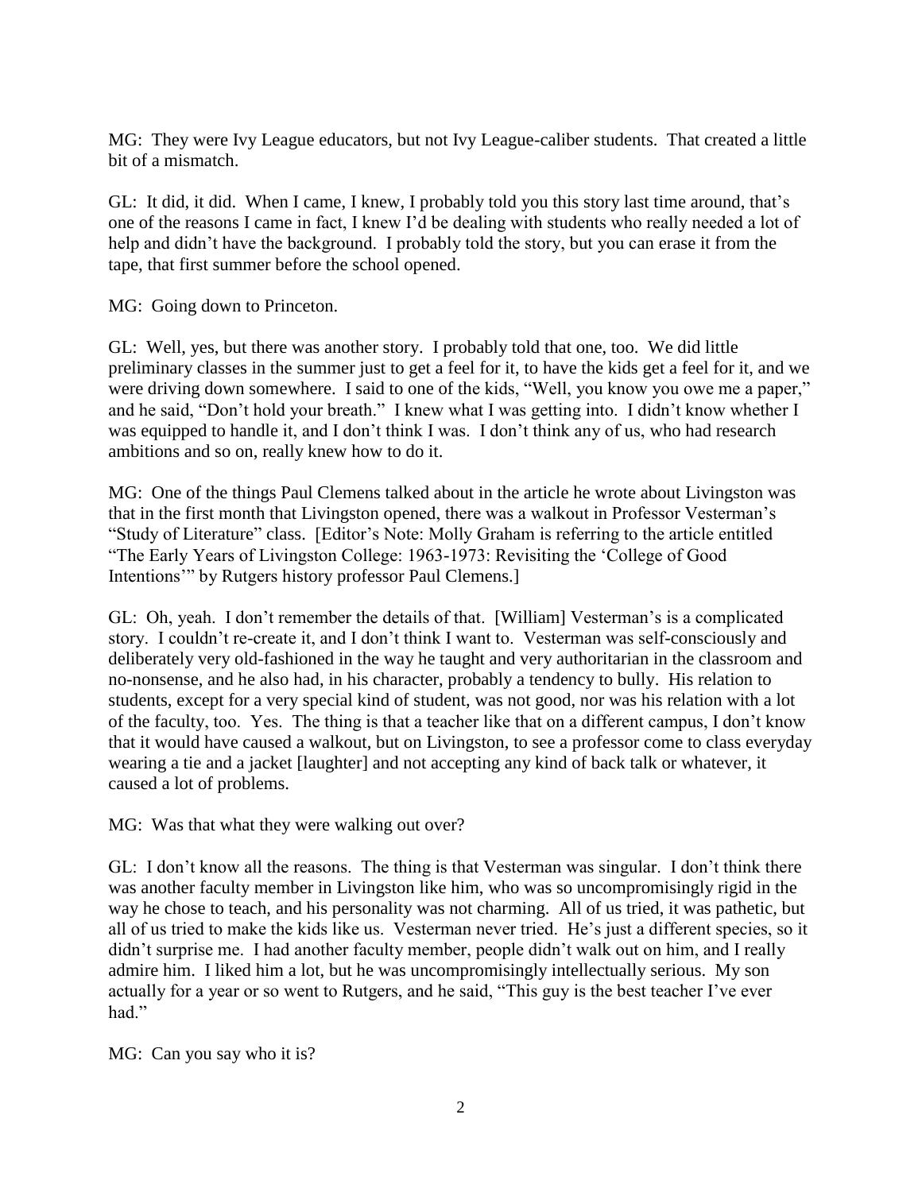MG: They were Ivy League educators, but not Ivy League-caliber students. That created a little bit of a mismatch.

GL: It did, it did. When I came, I knew, I probably told you this story last time around, that's one of the reasons I came in fact, I knew I'd be dealing with students who really needed a lot of help and didn't have the background. I probably told the story, but you can erase it from the tape, that first summer before the school opened.

MG: Going down to Princeton.

GL: Well, yes, but there was another story. I probably told that one, too. We did little preliminary classes in the summer just to get a feel for it, to have the kids get a feel for it, and we were driving down somewhere. I said to one of the kids, "Well, you know you owe me a paper," and he said, "Don't hold your breath." I knew what I was getting into. I didn't know whether I was equipped to handle it, and I don't think I was. I don't think any of us, who had research ambitions and so on, really knew how to do it.

MG: One of the things Paul Clemens talked about in the article he wrote about Livingston was that in the first month that Livingston opened, there was a walkout in Professor Vesterman's "Study of Literature" class. [Editor's Note: Molly Graham is referring to the article entitled "The Early Years of Livingston College: 1963-1973: Revisiting the 'College of Good Intentions'" by Rutgers history professor Paul Clemens.]

GL: Oh, yeah. I don't remember the details of that. [William] Vesterman's is a complicated story. I couldn't re-create it, and I don't think I want to. Vesterman was self-consciously and deliberately very old-fashioned in the way he taught and very authoritarian in the classroom and no-nonsense, and he also had, in his character, probably a tendency to bully. His relation to students, except for a very special kind of student, was not good, nor was his relation with a lot of the faculty, too. Yes. The thing is that a teacher like that on a different campus, I don't know that it would have caused a walkout, but on Livingston, to see a professor come to class everyday wearing a tie and a jacket [laughter] and not accepting any kind of back talk or whatever, it caused a lot of problems.

MG: Was that what they were walking out over?

GL: I don't know all the reasons. The thing is that Vesterman was singular. I don't think there was another faculty member in Livingston like him, who was so uncompromisingly rigid in the way he chose to teach, and his personality was not charming. All of us tried, it was pathetic, but all of us tried to make the kids like us. Vesterman never tried. He's just a different species, so it didn't surprise me. I had another faculty member, people didn't walk out on him, and I really admire him. I liked him a lot, but he was uncompromisingly intellectually serious. My son actually for a year or so went to Rutgers, and he said, "This guy is the best teacher I've ever had."

MG: Can you say who it is?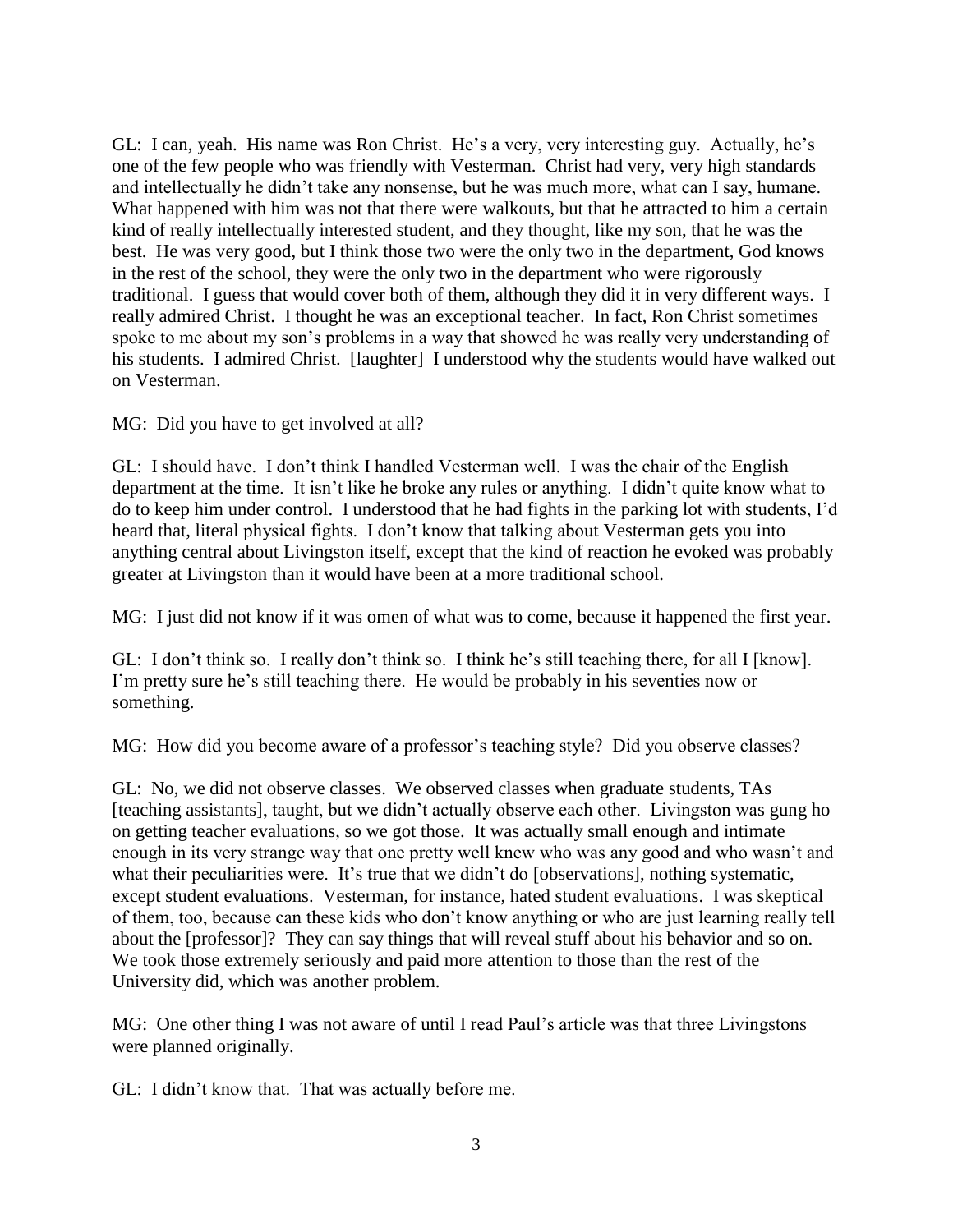GL: I can, yeah. His name was Ron Christ. He's a very, very interesting guy. Actually, he's one of the few people who was friendly with Vesterman. Christ had very, very high standards and intellectually he didn't take any nonsense, but he was much more, what can I say, humane. What happened with him was not that there were walkouts, but that he attracted to him a certain kind of really intellectually interested student, and they thought, like my son, that he was the best. He was very good, but I think those two were the only two in the department, God knows in the rest of the school, they were the only two in the department who were rigorously traditional. I guess that would cover both of them, although they did it in very different ways. I really admired Christ. I thought he was an exceptional teacher. In fact, Ron Christ sometimes spoke to me about my son's problems in a way that showed he was really very understanding of his students. I admired Christ. [laughter] I understood why the students would have walked out on Vesterman.

MG: Did you have to get involved at all?

GL: I should have. I don't think I handled Vesterman well. I was the chair of the English department at the time. It isn't like he broke any rules or anything. I didn't quite know what to do to keep him under control. I understood that he had fights in the parking lot with students, I'd heard that, literal physical fights. I don't know that talking about Vesterman gets you into anything central about Livingston itself, except that the kind of reaction he evoked was probably greater at Livingston than it would have been at a more traditional school.

MG: I just did not know if it was omen of what was to come, because it happened the first year.

GL: I don't think so. I really don't think so. I think he's still teaching there, for all I [know]. I'm pretty sure he's still teaching there. He would be probably in his seventies now or something.

MG: How did you become aware of a professor's teaching style? Did you observe classes?

GL: No, we did not observe classes. We observed classes when graduate students, TAs [teaching assistants], taught, but we didn't actually observe each other. Livingston was gung ho on getting teacher evaluations, so we got those. It was actually small enough and intimate enough in its very strange way that one pretty well knew who was any good and who wasn't and what their peculiarities were. It's true that we didn't do [observations], nothing systematic, except student evaluations. Vesterman, for instance, hated student evaluations. I was skeptical of them, too, because can these kids who don't know anything or who are just learning really tell about the [professor]? They can say things that will reveal stuff about his behavior and so on. We took those extremely seriously and paid more attention to those than the rest of the University did, which was another problem.

MG: One other thing I was not aware of until I read Paul's article was that three Livingstons were planned originally.

GL: I didn't know that. That was actually before me.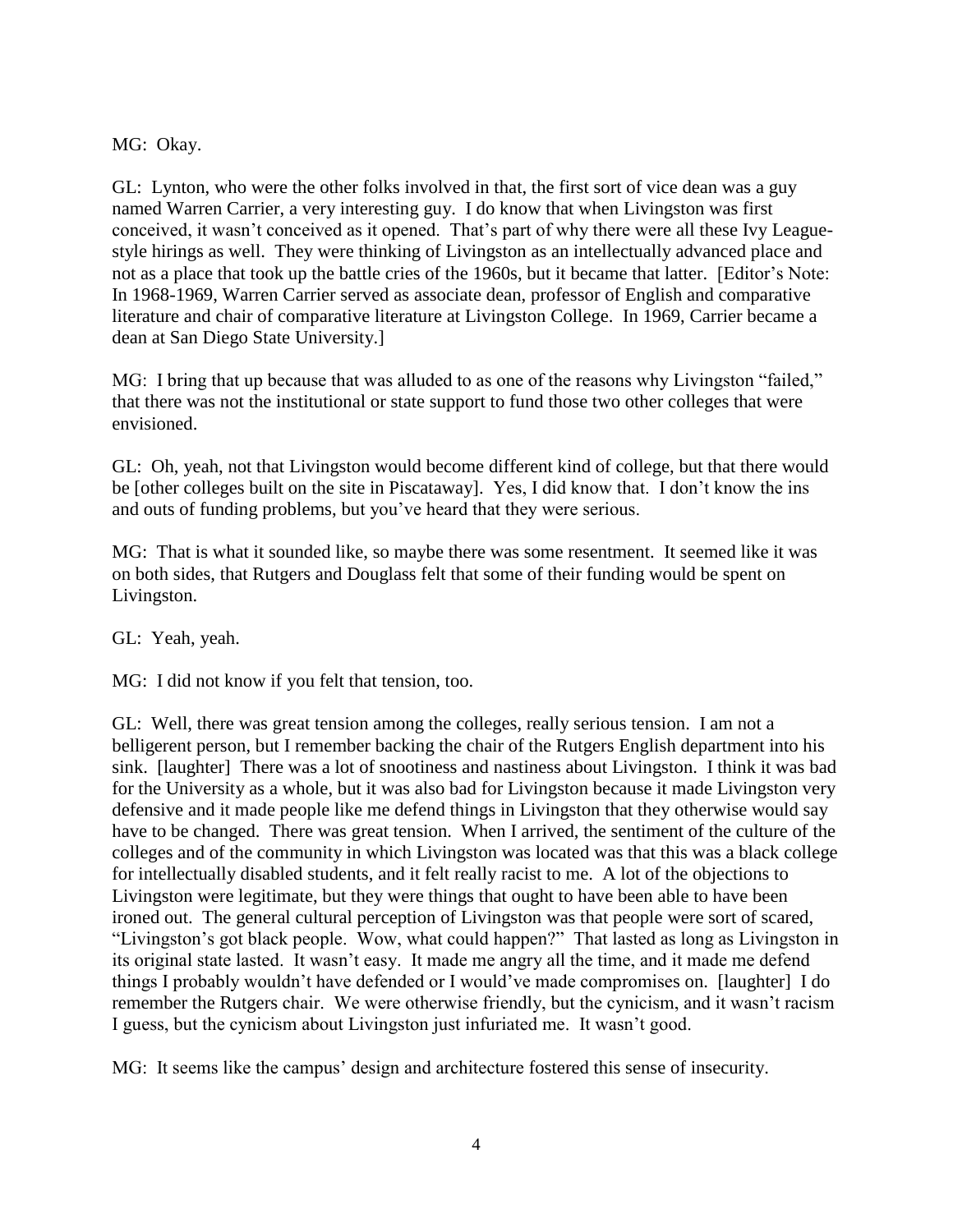MG: Okay.

GL: Lynton, who were the other folks involved in that, the first sort of vice dean was a guy named Warren Carrier, a very interesting guy. I do know that when Livingston was first conceived, it wasn't conceived as it opened. That's part of why there were all these Ivy League-style hirings as well. They were thinking of Livingston as an intellectually advanced place and not as a place that took up the battle cries of the 1960s, but it became that latter. [Editor's Note: In 1968-1969, Warren Carrier served as associate dean, professor of English and comparative literature and chair of comparative literature at Livingston College. In 1969, Carrier became a dean at San Diego State University.]

MG: I bring that up because that was alluded to as one of the reasons why Livingston "failed," that there was not the institutional or state support to fund those two other colleges that were envisioned.

GL: Oh, yeah, not that Livingston would become different kind of college, but that there would be [other colleges built on the site in Piscataway]. Yes, I did know that. I don't know the ins and outs of funding problems, but you've heard that they were serious.

MG: That is what it sounded like, so maybe there was some resentment. It seemed like it was on both sides, that Rutgers and Douglass felt that some of their funding would be spent on Livingston.

GL: Yeah, yeah.

MG: I did not know if you felt that tension, too.

GL: Well, there was great tension among the colleges, really serious tension. I am not a belligerent person, but I remember backing the chair of the Rutgers English department into his sink. [laughter] There was a lot of snootiness and nastiness about Livingston. I think it was bad for the University as a whole, but it was also bad for Livingston because it made Livingston very defensive and it made people like me defend things in Livingston that they otherwise would say have to be changed. There was great tension. When I arrived, the sentiment of the culture of the colleges and of the community in which Livingston was located was that this was a black college for intellectually disabled students, and it felt really racist to me. A lot of the objections to Livingston were legitimate, but they were things that ought to have been able to have been ironed out. The general cultural perception of Livingston was that people were sort of scared, "Livingston's got black people. Wow, what could happen?" That lasted as long as Livingston in its original state lasted. It wasn't easy. It made me angry all the time, and it made me defend things I probably wouldn't have defended or I would've made compromises on. [laughter] I do remember the Rutgers chair. We were otherwise friendly, but the cynicism, and it wasn't racism I guess, but the cynicism about Livingston just infuriated me. It wasn't good.

MG: It seems like the campus' design and architecture fostered this sense of insecurity.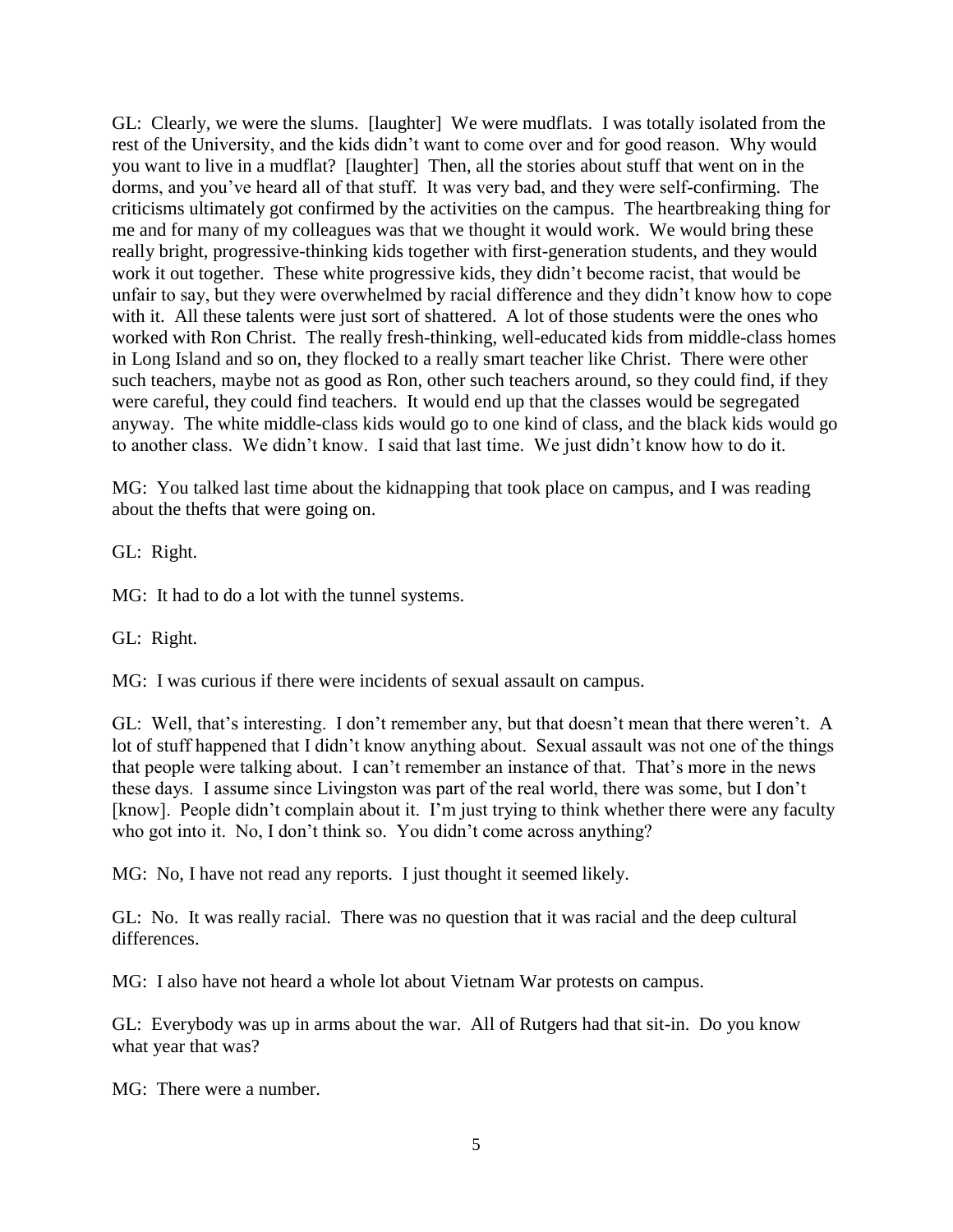GL: Clearly, we were the slums. [laughter] We were mudflats. I was totally isolated from the rest of the University, and the kids didn't want to come over and for good reason. Why would you want to live in a mudflat? [laughter] Then, all the stories about stuff that went on in the dorms, and you've heard all of that stuff. It was very bad, and they were self-confirming. The criticisms ultimately got confirmed by the activities on the campus. The heartbreaking thing for me and for many of my colleagues was that we thought it would work. We would bring these really bright, progressive-thinking kids together with first-generation students, and they would work it out together. These white progressive kids, they didn't become racist, that would be unfair to say, but they were overwhelmed by racial difference and they didn't know how to cope with it. All these talents were just sort of shattered. A lot of those students were the ones who worked with Ron Christ. The really fresh-thinking, well-educated kids from middle-class homes in Long Island and so on, they flocked to a really smart teacher like Christ. There were other such teachers, maybe not as good as Ron, other such teachers around, so they could find, if they were careful, they could find teachers. It would end up that the classes would be segregated anyway. The white middle-class kids would go to one kind of class, and the black kids would go to another class. We didn't know. I said that last time. We just didn't know how to do it.

MG: You talked last time about the kidnapping that took place on campus, and I was reading about the thefts that were going on.

GL: Right.

MG: It had to do a lot with the tunnel systems.

GL: Right.

MG: I was curious if there were incidents of sexual assault on campus.

GL: Well, that's interesting. I don't remember any, but that doesn't mean that there weren't. A lot of stuff happened that I didn't know anything about. Sexual assault was not one of the things that people were talking about. I can't remember an instance of that. That's more in the news these days. I assume since Livingston was part of the real world, there was some, but I don't [know]. People didn't complain about it. I'm just trying to think whether there were any faculty who got into it. No, I don't think so. You didn't come across anything?

MG: No, I have not read any reports. I just thought it seemed likely.

GL: No. It was really racial. There was no question that it was racial and the deep cultural differences.

MG: I also have not heard a whole lot about Vietnam War protests on campus.

GL: Everybody was up in arms about the war. All of Rutgers had that sit-in. Do you know what year that was?

MG: There were a number.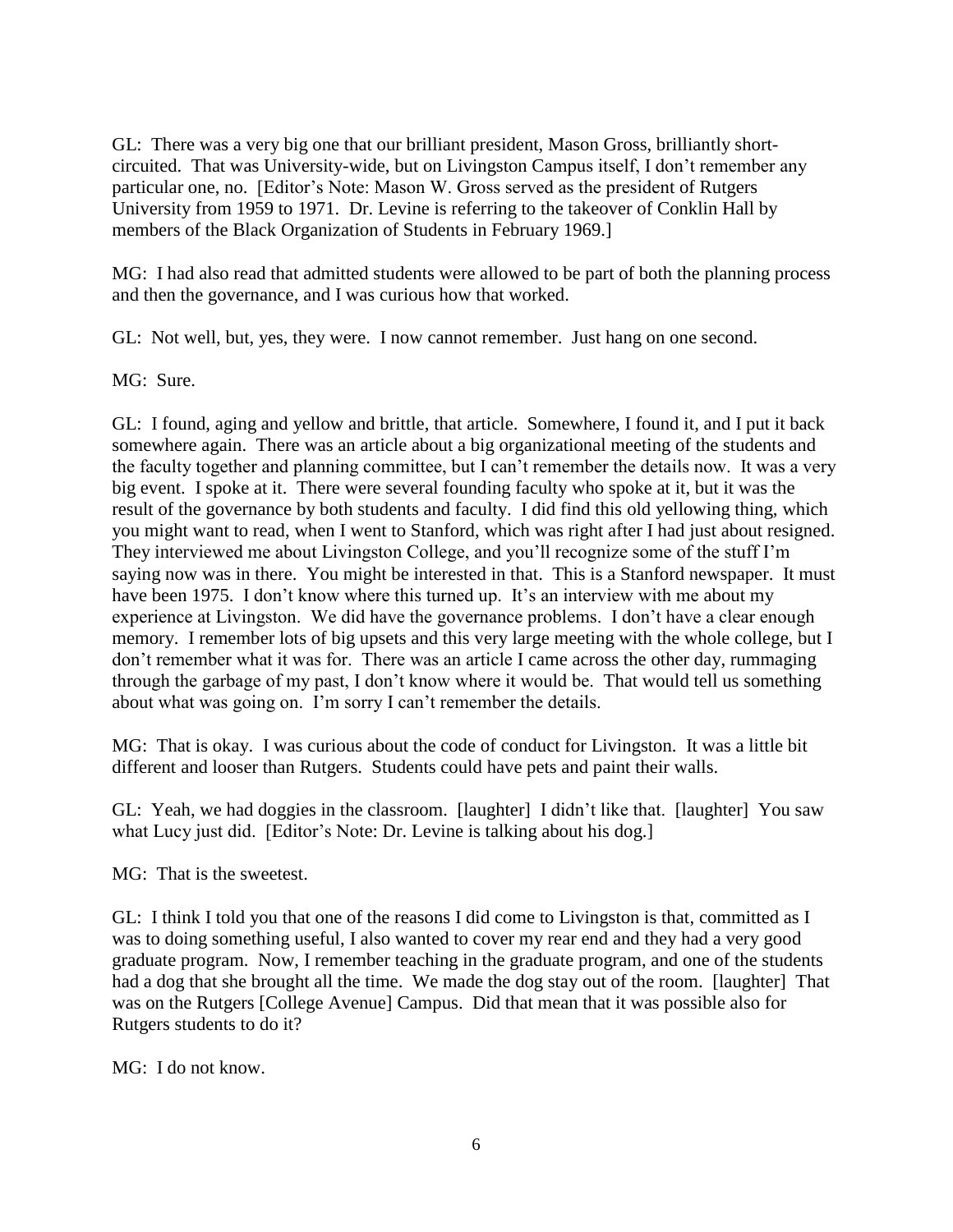GL: There was a very big one that our brilliant president, Mason Gross, brilliantly short-circuited. That was University-wide, but on Livingston Campus itself, I don't remember any particular one, no. [Editor's Note: Mason W. Gross served as the president of Rutgers University from 1959 to 1971. Dr. Levine is referring to the takeover of Conklin Hall by members of the Black Organization of Students in February 1969.]

MG: I had also read that admitted students were allowed to be part of both the planning process and then the governance, and I was curious how that worked.

GL: Not well, but, yes, they were. I now cannot remember. Just hang on one second.

MG: Sure.

GL: I found, aging and yellow and brittle, that article. Somewhere, I found it, and I put it back somewhere again. There was an article about a big organizational meeting of the students and the faculty together and planning committee, but I can't remember the details now. It was a very big event. I spoke at it. There were several founding faculty who spoke at it, but it was the result of the governance by both students and faculty. I did find this old yellowing thing, which you might want to read, when I went to Stanford, which was right after I had just about resigned. They interviewed me about Livingston College, and you'll recognize some of the stuff I'm saying now was in there. You might be interested in that. This is a Stanford newspaper. It must have been 1975. I don't know where this turned up. It's an interview with me about my experience at Livingston. We did have the governance problems. I don't have a clear enough memory. I remember lots of big upsets and this very large meeting with the whole college, but I don't remember what it was for. There was an article I came across the other day, rummaging through the garbage of my past, I don't know where it would be. That would tell us something about what was going on. I'm sorry I can't remember the details.

MG: That is okay. I was curious about the code of conduct for Livingston. It was a little bit different and looser than Rutgers. Students could have pets and paint their walls.

GL: Yeah, we had doggies in the classroom. [laughter] I didn't like that. [laughter] You saw what Lucy just did. [Editor's Note: Dr. Levine is talking about his dog.]

MG: That is the sweetest.

GL: I think I told you that one of the reasons I did come to Livingston is that, committed as I was to doing something useful, I also wanted to cover my rear end and they had a very good graduate program. Now, I remember teaching in the graduate program, and one of the students had a dog that she brought all the time. We made the dog stay out of the room. [laughter] That was on the Rutgers [College Avenue] Campus. Did that mean that it was possible also for Rutgers students to do it?

MG: I do not know.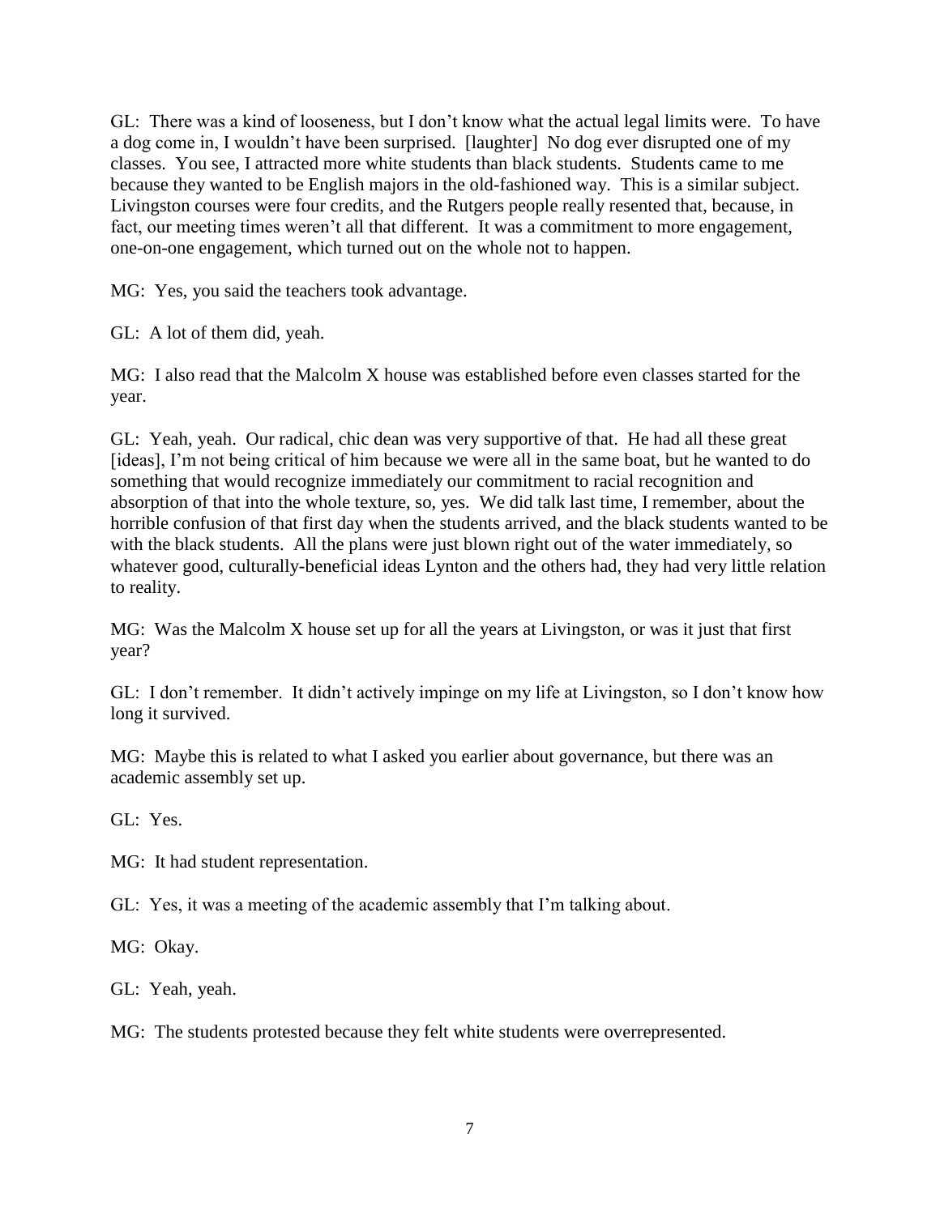GL: There was a kind of looseness, but I don't know what the actual legal limits were. To have a dog come in, I wouldn't have been surprised. [laughter] No dog ever disrupted one of my classes. You see, I attracted more white students than black students. Students came to me because they wanted to be English majors in the old-fashioned way. This is a similar subject. Livingston courses were four credits, and the Rutgers people really resented that, because, in fact, our meeting times weren't all that different. It was a commitment to more engagement, one-on-one engagement, which turned out on the whole not to happen.

MG: Yes, you said the teachers took advantage.

GL: A lot of them did, yeah.

MG: I also read that the Malcolm X house was established before even classes started for the year.

GL: Yeah, yeah. Our radical, chic dean was very supportive of that. He had all these great [ideas], I'm not being critical of him because we were all in the same boat, but he wanted to do something that would recognize immediately our commitment to racial recognition and absorption of that into the whole texture, so, yes. We did talk last time, I remember, about the horrible confusion of that first day when the students arrived, and the black students wanted to be with the black students. All the plans were just blown right out of the water immediately, so whatever good, culturally-beneficial ideas Lynton and the others had, they had very little relation to reality.

MG: Was the Malcolm X house set up for all the years at Livingston, or was it just that first year?

GL: I don't remember. It didn't actively impinge on my life at Livingston, so I don't know how long it survived.

MG: Maybe this is related to what I asked you earlier about governance, but there was an academic assembly set up.

GL: Yes.

MG: It had student representation.

GL: Yes, it was a meeting of the academic assembly that I'm talking about.

MG: Okay.

GL: Yeah, yeah.

MG: The students protested because they felt white students were overrepresented.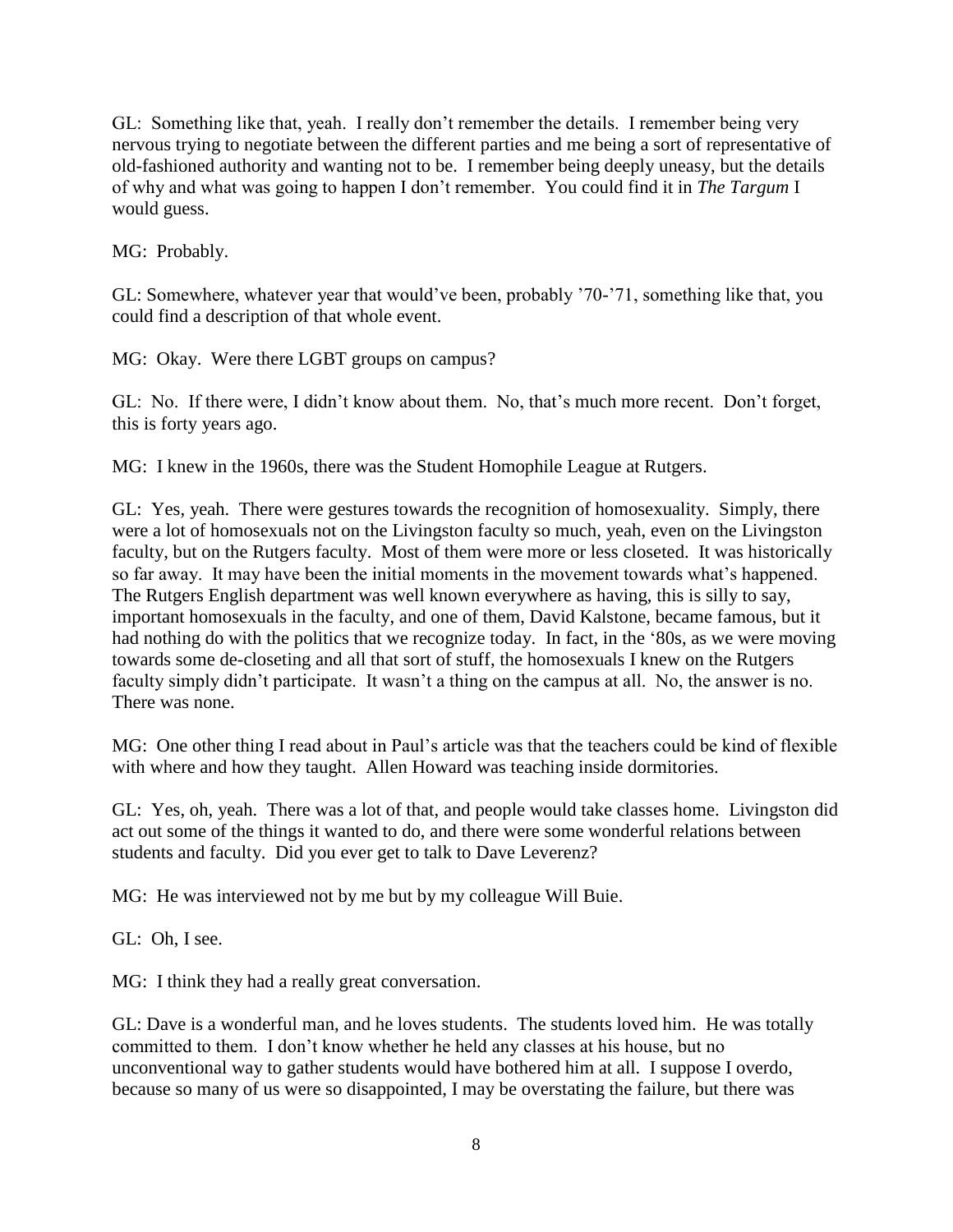GL: Something like that, yeah. I really don't remember the details. I remember being very nervous trying to negotiate between the different parties and me being a sort of representative of old-fashioned authority and wanting not to be. I remember being deeply uneasy, but the details of why and what was going to happen I don't remember. You could find it in *The Targum* I would guess.

MG: Probably.

GL: Somewhere, whatever year that would've been, probably '70-'71, something like that, you could find a description of that whole event.

MG: Okay. Were there LGBT groups on campus?

GL: No. If there were, I didn't know about them. No, that's much more recent. Don't forget, this is forty years ago.

MG: I knew in the 1960s, there was the Student Homophile League at Rutgers.

GL: Yes, yeah. There were gestures towards the recognition of homosexuality. Simply, there were a lot of homosexuals not on the Livingston faculty so much, yeah, even on the Livingston faculty, but on the Rutgers faculty. Most of them were more or less closeted. It was historically so far away. It may have been the initial moments in the movement towards what's happened. The Rutgers English department was well known everywhere as having, this is silly to say, important homosexuals in the faculty, and one of them, David Kalstone, became famous, but it had nothing do with the politics that we recognize today. In fact, in the '80s, as we were moving towards some de-closeting and all that sort of stuff, the homosexuals I knew on the Rutgers faculty simply didn't participate. It wasn't a thing on the campus at all. No, the answer is no. There was none.

MG: One other thing I read about in Paul's article was that the teachers could be kind of flexible with where and how they taught. Allen Howard was teaching inside dormitories.

GL: Yes, oh, yeah. There was a lot of that, and people would take classes home. Livingston did act out some of the things it wanted to do, and there were some wonderful relations between students and faculty. Did you ever get to talk to Dave Leverenz?

MG: He was interviewed not by me but by my colleague Will Buie.

GL: Oh, I see.

MG: I think they had a really great conversation.

GL: Dave is a wonderful man, and he loves students. The students loved him. He was totally committed to them. I don't know whether he held any classes at his house, but no unconventional way to gather students would have bothered him at all. I suppose I overdo, because so many of us were so disappointed, I may be overstating the failure, but there was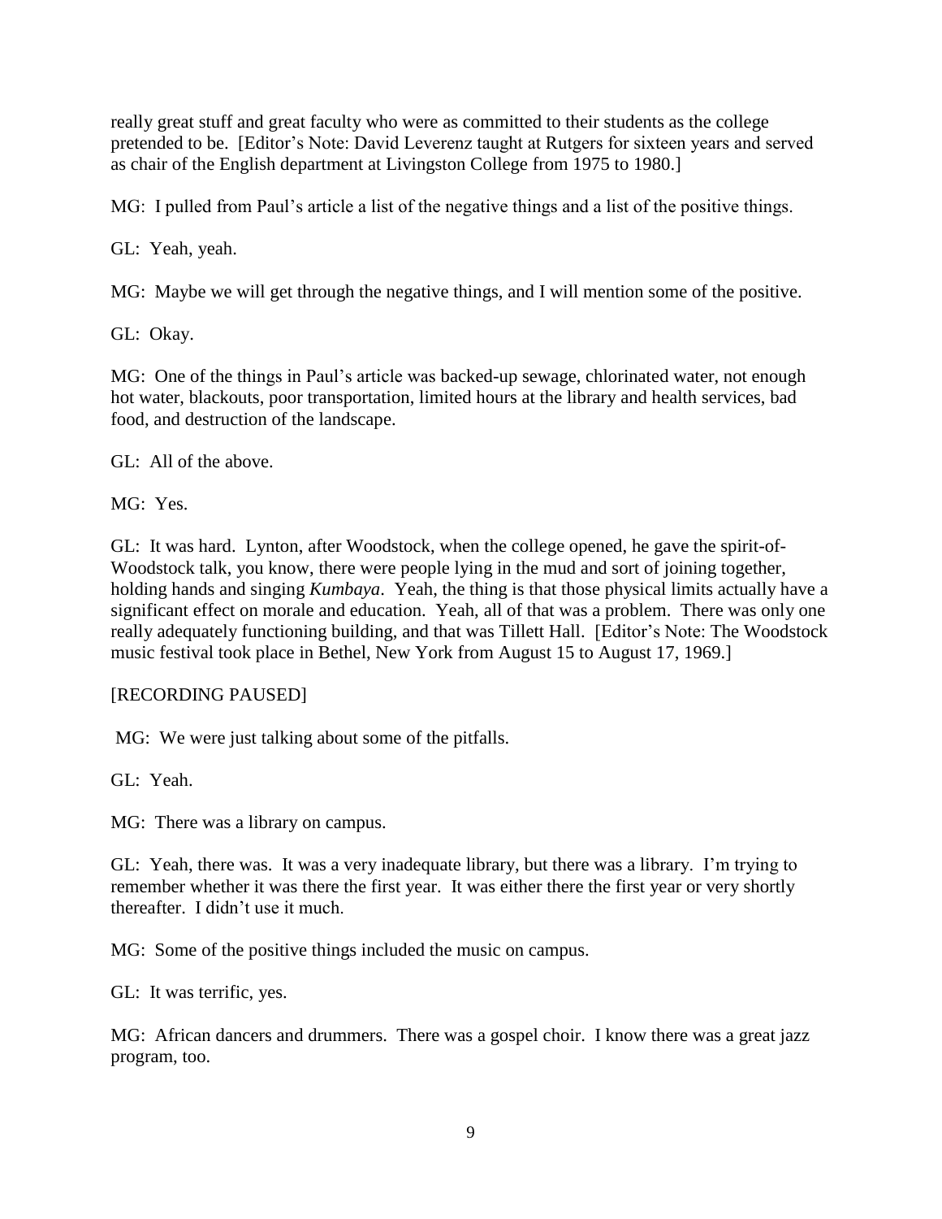really great stuff and great faculty who were as committed to their students as the college pretended to be. [Editor's Note: David Leverenz taught at Rutgers for sixteen years and served as chair of the English department at Livingston College from 1975 to 1980.]

MG: I pulled from Paul's article a list of the negative things and a list of the positive things.

GL: Yeah, yeah.

MG: Maybe we will get through the negative things, and I will mention some of the positive.

GL: Okay.

MG: One of the things in Paul's article was backed-up sewage, chlorinated water, not enough hot water, blackouts, poor transportation, limited hours at the library and health services, bad food, and destruction of the landscape.

GL: All of the above.

MG: Yes.

GL: It was hard. Lynton, after Woodstock, when the college opened, he gave the spirit-of-Woodstock talk, you know, there were people lying in the mud and sort of joining together, holding hands and singing *Kumbaya*. Yeah, the thing is that those physical limits actually have a significant effect on morale and education. Yeah, all of that was a problem. There was only one really adequately functioning building, and that was Tillett Hall. [Editor's Note: The Woodstock music festival took place in Bethel, New York from August 15 to August 17, 1969.]

[RECORDING PAUSED]

MG: We were just talking about some of the pitfalls.

GL: Yeah.

MG: There was a library on campus.

GL: Yeah, there was. It was a very inadequate library, but there was a library. I'm trying to remember whether it was there the first year. It was either there the first year or very shortly thereafter. I didn't use it much.

MG: Some of the positive things included the music on campus.

GL: It was terrific, yes.

MG: African dancers and drummers. There was a gospel choir. I know there was a great jazz program, too.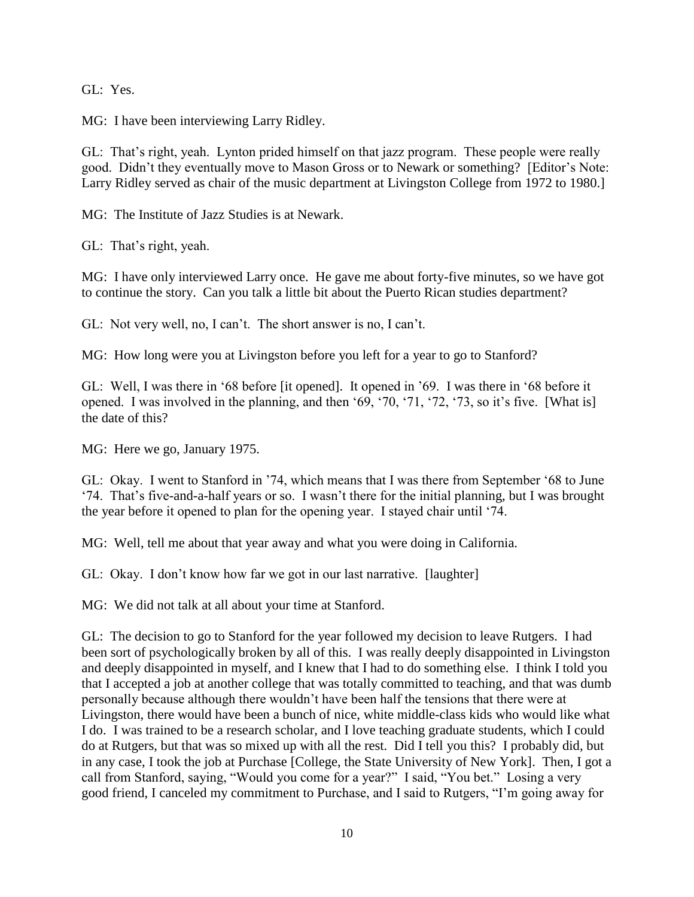GL: Yes.

MG: I have been interviewing Larry Ridley.

GL: That's right, yeah. Lynton prided himself on that jazz program. These people were really good. Didn't they eventually move to Mason Gross or to Newark or something? [Editor's Note: Larry Ridley served as chair of the music department at Livingston College from 1972 to 1980.]

MG: The Institute of Jazz Studies is at Newark.

GL: That's right, yeah.

MG: I have only interviewed Larry once. He gave me about forty-five minutes, so we have got to continue the story. Can you talk a little bit about the Puerto Rican studies department?

GL: Not very well, no, I can't. The short answer is no, I can't.

MG: How long were you at Livingston before you left for a year to go to Stanford?

GL: Well, I was there in '68 before [it opened]. It opened in '69. I was there in '68 before it opened. I was involved in the planning, and then '69, '70, '71, '72, '73, so it's five. [What is] the date of this?

MG: Here we go, January 1975.

GL: Okay. I went to Stanford in '74, which means that I was there from September '68 to June '74. That's five-and-a-half years or so. I wasn't there for the initial planning, but I was brought the year before it opened to plan for the opening year. I stayed chair until '74.

MG: Well, tell me about that year away and what you were doing in California.

GL: Okay. I don't know how far we got in our last narrative. [laughter]

MG: We did not talk at all about your time at Stanford.

GL: The decision to go to Stanford for the year followed my decision to leave Rutgers. I had been sort of psychologically broken by all of this. I was really deeply disappointed in Livingston and deeply disappointed in myself, and I knew that I had to do something else. I think I told you that I accepted a job at another college that was totally committed to teaching, and that was dumb personally because although there wouldn't have been half the tensions that there were at Livingston, there would have been a bunch of nice, white middle-class kids who would like what I do. I was trained to be a research scholar, and I love teaching graduate students, which I could do at Rutgers, but that was so mixed up with all the rest. Did I tell you this? I probably did, but in any case, I took the job at Purchase [College, the State University of New York]. Then, I got a call from Stanford, saying, "Would you come for a year?" I said, "You bet." Losing a very good friend, I canceled my commitment to Purchase, and I said to Rutgers, "I'm going away for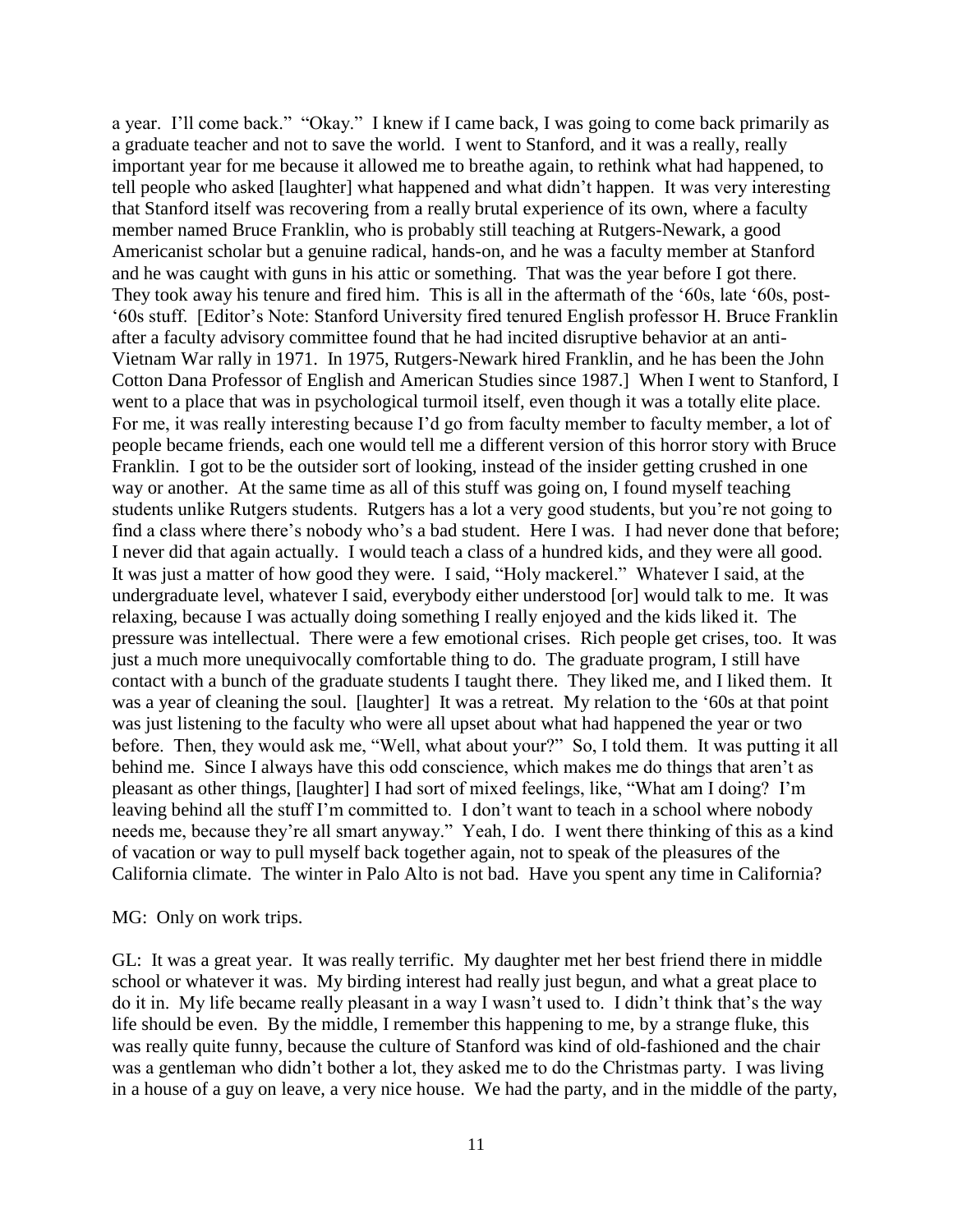a year. I'll come back." "Okay." I knew if I came back, I was going to come back primarily as a graduate teacher and not to save the world. I went to Stanford, and it was a really, really important year for me because it allowed me to breathe again, to rethink what had happened, to tell people who asked [laughter] what happened and what didn't happen. It was very interesting that Stanford itself was recovering from a really brutal experience of its own, where a faculty member named Bruce Franklin, who is probably still teaching at Rutgers-Newark, a good Americanist scholar but a genuine radical, hands-on, and he was a faculty member at Stanford and he was caught with guns in his attic or something. That was the year before I got there. They took away his tenure and fired him. This is all in the aftermath of the '60s, late '60s, post-'60s stuff. [Editor's Note: Stanford University fired tenured English professor H. Bruce Franklin after a faculty advisory committee found that he had incited disruptive behavior at an anti-Vietnam War rally in 1971. In 1975, Rutgers-Newark hired Franklin, and he has been the John Cotton Dana Professor of English and American Studies since 1987.] When I went to Stanford, I went to a place that was in psychological turmoil itself, even though it was a totally elite place. For me, it was really interesting because I'd go from faculty member to faculty member, a lot of people became friends, each one would tell me a different version of this horror story with Bruce Franklin. I got to be the outsider sort of looking, instead of the insider getting crushed in one way or another. At the same time as all of this stuff was going on, I found myself teaching students unlike Rutgers students. Rutgers has a lot a very good students, but you're not going to find a class where there's nobody who's a bad student. Here I was. I had never done that before; I never did that again actually. I would teach a class of a hundred kids, and they were all good. It was just a matter of how good they were. I said, "Holy mackerel." Whatever I said, at the undergraduate level, whatever I said, everybody either understood [or] would talk to me. It was relaxing, because I was actually doing something I really enjoyed and the kids liked it. The pressure was intellectual. There were a few emotional crises. Rich people get crises, too. It was just a much more unequivocally comfortable thing to do. The graduate program, I still have contact with a bunch of the graduate students I taught there. They liked me, and I liked them. It was a year of cleaning the soul. [laughter] It was a retreat. My relation to the '60s at that point was just listening to the faculty who were all upset about what had happened the year or two before. Then, they would ask me, "Well, what about your?" So, I told them. It was putting it all behind me. Since I always have this odd conscience, which makes me do things that aren't as pleasant as other things, [laughter] I had sort of mixed feelings, like, "What am I doing? I'm leaving behind all the stuff I'm committed to. I don't want to teach in a school where nobody needs me, because they're all smart anyway." Yeah, I do. I went there thinking of this as a kind of vacation or way to pull myself back together again, not to speak of the pleasures of the California climate. The winter in Palo Alto is not bad. Have you spent any time in California?

MG: Only on work trips.

GL: It was a great year. It was really terrific. My daughter met her best friend there in middle school or whatever it was. My birding interest had really just begun, and what a great place to do it in. My life became really pleasant in a way I wasn't used to. I didn't think that's the way life should be even. By the middle, I remember this happening to me, by a strange fluke, this was really quite funny, because the culture of Stanford was kind of old-fashioned and the chair was a gentleman who didn't bother a lot, they asked me to do the Christmas party. I was living in a house of a guy on leave, a very nice house. We had the party, and in the middle of the party,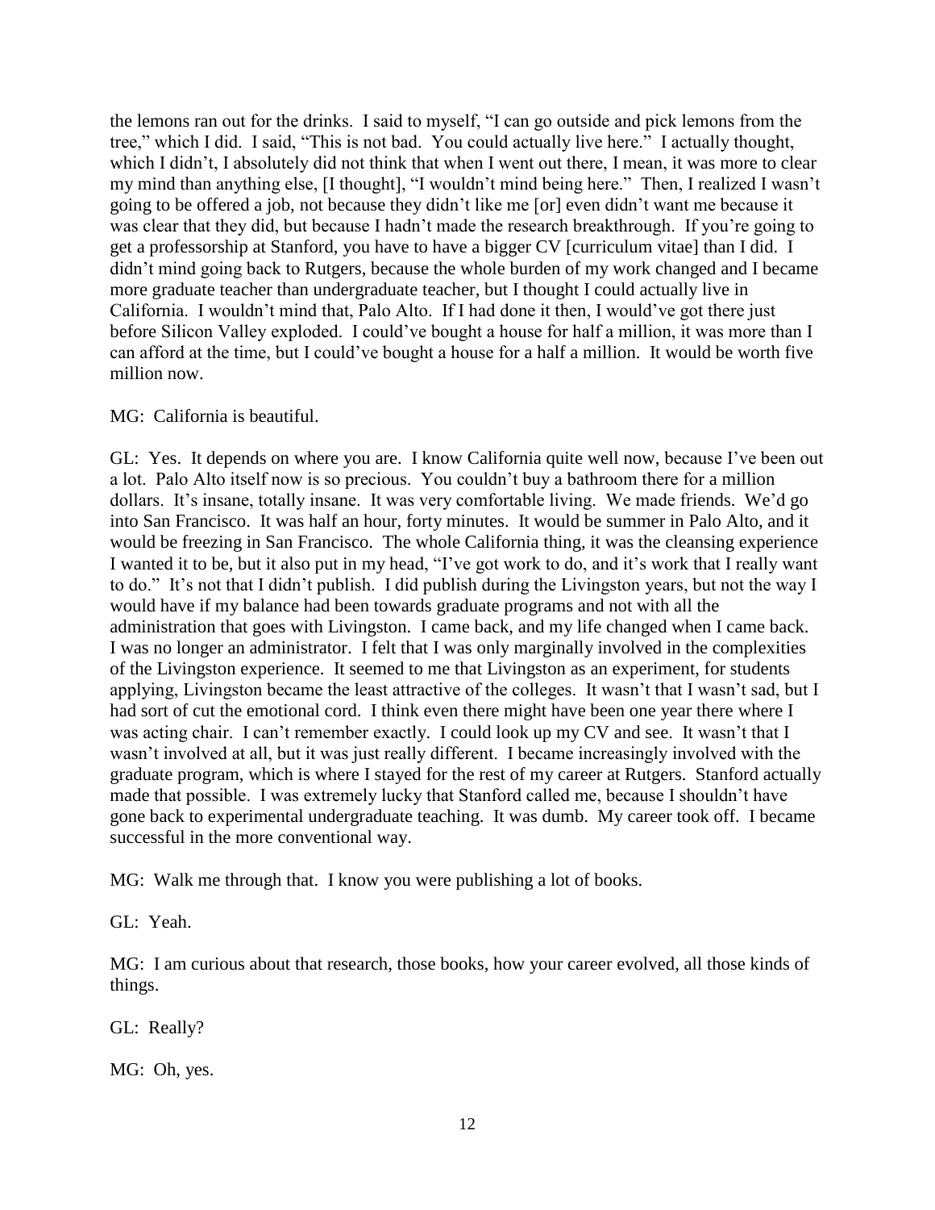the lemons ran out for the drinks. I said to myself, "I can go outside and pick lemons from the tree," which I did. I said, "This is not bad. You could actually live here." I actually thought, which I didn't, I absolutely did not think that when I went out there, I mean, it was more to clear my mind than anything else, [I thought], "I wouldn't mind being here." Then, I realized I wasn't going to be offered a job, not because they didn't like me [or] even didn't want me because it was clear that they did, but because I hadn't made the research breakthrough. If you're going to get a professorship at Stanford, you have to have a bigger CV [curriculum vitae] than I did. I didn't mind going back to Rutgers, because the whole burden of my work changed and I became more graduate teacher than undergraduate teacher, but I thought I could actually live in California. I wouldn't mind that, Palo Alto. If I had done it then, I would've got there just before Silicon Valley exploded. I could've bought a house for half a million, it was more than I can afford at the time, but I could've bought a house for a half a million. It would be worth five million now.

MG: California is beautiful.

GL: Yes. It depends on where you are. I know California quite well now, because I've been out a lot. Palo Alto itself now is so precious. You couldn't buy a bathroom there for a million dollars. It's insane, totally insane. It was very comfortable living. We made friends. We'd go into San Francisco. It was half an hour, forty minutes. It would be summer in Palo Alto, and it would be freezing in San Francisco. The whole California thing, it was the cleansing experience I wanted it to be, but it also put in my head, "I've got work to do, and it's work that I really want to do." It's not that I didn't publish. I did publish during the Livingston years, but not the way I would have if my balance had been towards graduate programs and not with all the administration that goes with Livingston. I came back, and my life changed when I came back. I was no longer an administrator. I felt that I was only marginally involved in the complexities of the Livingston experience. It seemed to me that Livingston as an experiment, for students applying, Livingston became the least attractive of the colleges. It wasn't that I wasn't sad, but I had sort of cut the emotional cord. I think even there might have been one year there where I was acting chair. I can't remember exactly. I could look up my CV and see. It wasn't that I wasn't involved at all, but it was just really different. I became increasingly involved with the graduate program, which is where I stayed for the rest of my career at Rutgers. Stanford actually made that possible. I was extremely lucky that Stanford called me, because I shouldn't have gone back to experimental undergraduate teaching. It was dumb. My career took off. I became successful in the more conventional way.

MG: Walk me through that. I know you were publishing a lot of books.

GL: Yeah.

MG: I am curious about that research, those books, how your career evolved, all those kinds of things.

GL: Really?

MG: Oh, yes.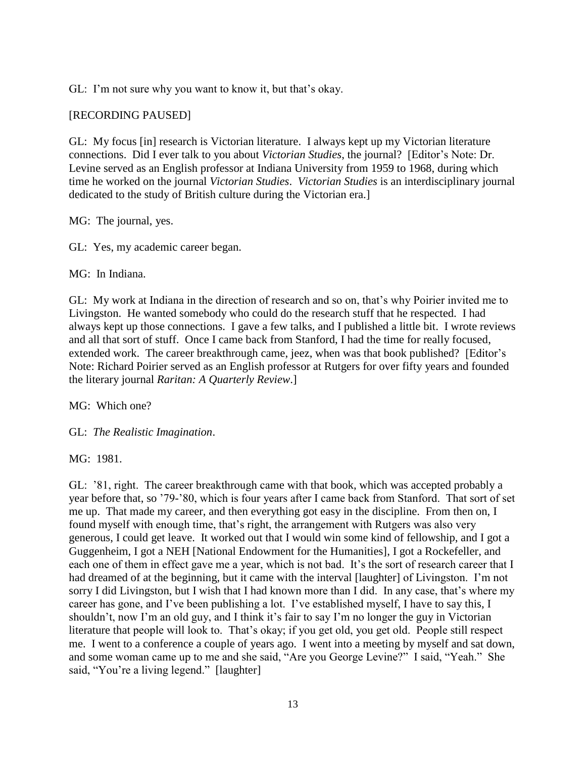GL: I'm not sure why you want to know it, but that's okay.

[RECORDING PAUSED]

GL: My focus [in] research is Victorian literature. I always kept up my Victorian literature connections. Did I ever talk to you about *Victorian Studies*, the journal? [Editor's Note: Dr. Levine served as an English professor at Indiana University from 1959 to 1968, during which time he worked on the journal *Victorian Studies*. *Victorian Studies* is an interdisciplinary journal dedicated to the study of British culture during the Victorian era.]

MG: The journal, yes.

GL: Yes, my academic career began.

MG: In Indiana.

GL: My work at Indiana in the direction of research and so on, that's why Poirier invited me to Livingston. He wanted somebody who could do the research stuff that he respected. I had always kept up those connections. I gave a few talks, and I published a little bit. I wrote reviews and all that sort of stuff. Once I came back from Stanford, I had the time for really focused, extended work. The career breakthrough came, jeez, when was that book published? [Editor's Note: Richard Poirier served as an English professor at Rutgers for over fifty years and founded the literary journal *Raritan: A Quarterly Review*.]

MG: Which one?

GL: *The Realistic Imagination*.

MG: 1981.

GL: '81, right. The career breakthrough came with that book, which was accepted probably a year before that, so '79-'80, which is four years after I came back from Stanford. That sort of set me up. That made my career, and then everything got easy in the discipline. From then on, I found myself with enough time, that's right, the arrangement with Rutgers was also very generous, I could get leave. It worked out that I would win some kind of fellowship, and I got a Guggenheim, I got a NEH [National Endowment for the Humanities], I got a Rockefeller, and each one of them in effect gave me a year, which is not bad. It's the sort of research career that I had dreamed of at the beginning, but it came with the interval [laughter] of Livingston. I'm not sorry I did Livingston, but I wish that I had known more than I did. In any case, that's where my career has gone, and I've been publishing a lot. I've established myself, I have to say this, I shouldn't, now I'm an old guy, and I think it's fair to say I'm no longer the guy in Victorian literature that people will look to. That's okay; if you get old, you get old. People still respect me. I went to a conference a couple of years ago. I went into a meeting by myself and sat down, and some woman came up to me and she said, "Are you George Levine?" I said, "Yeah." She said, "You're a living legend." [laughter]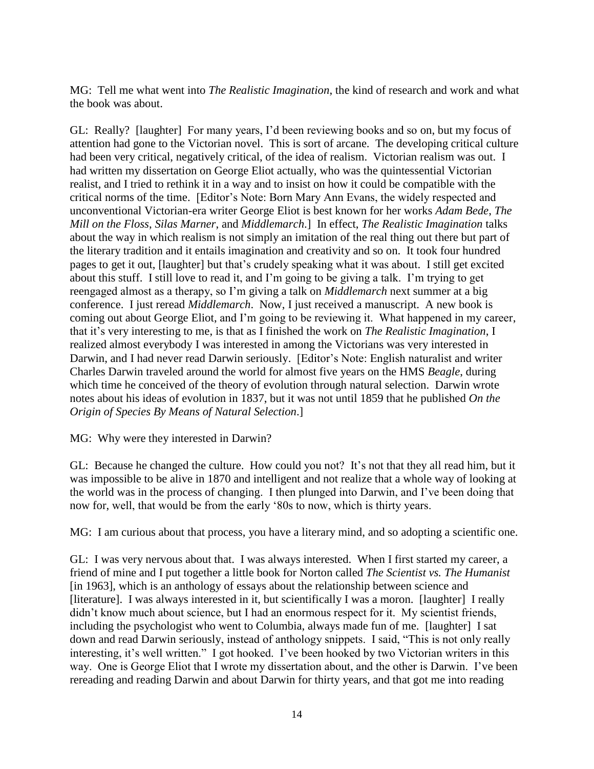MG: Tell me what went into *The Realistic Imagination*, the kind of research and work and what the book was about.

GL: Really? [laughter] For many years, I'd been reviewing books and so on, but my focus of attention had gone to the Victorian novel. This is sort of arcane. The developing critical culture had been very critical, negatively critical, of the idea of realism. Victorian realism was out. I had written my dissertation on George Eliot actually, who was the quintessential Victorian realist, and I tried to rethink it in a way and to insist on how it could be compatible with the critical norms of the time. [Editor's Note: Born Mary Ann Evans, the widely respected and unconventional Victorian-era writer George Eliot is best known for her works *Adam Bede*, *The Mill on the Floss*, *Silas Marner*, and *Middlemarch*.] In effect, *The Realistic Imagination* talks about the way in which realism is not simply an imitation of the real thing out there but part of the literary tradition and it entails imagination and creativity and so on. It took four hundred pages to get it out, [laughter] but that's crudely speaking what it was about. I still get excited about this stuff. I still love to read it, and I'm going to be giving a talk. I'm trying to get reengaged almost as a therapy, so I'm giving a talk on *Middlemarch* next summer at a big conference. I just reread *Middlemarch*. Now, I just received a manuscript. A new book is coming out about George Eliot, and I'm going to be reviewing it. What happened in my career, that it's very interesting to me, is that as I finished the work on *The Realistic Imagination*, I realized almost everybody I was interested in among the Victorians was very interested in Darwin, and I had never read Darwin seriously. [Editor's Note: English naturalist and writer Charles Darwin traveled around the world for almost five years on the HMS *Beagle*, during which time he conceived of the theory of evolution through natural selection. Darwin wrote notes about his ideas of evolution in 1837, but it was not until 1859 that he published *On the Origin of Species By Means of Natural Selection*.]

MG: Why were they interested in Darwin?

GL: Because he changed the culture. How could you not? It's not that they all read him, but it was impossible to be alive in 1870 and intelligent and not realize that a whole way of looking at the world was in the process of changing. I then plunged into Darwin, and I've been doing that now for, well, that would be from the early '80s to now, which is thirty years.

MG: I am curious about that process, you have a literary mind, and so adopting a scientific one.

GL: I was very nervous about that. I was always interested. When I first started my career, a friend of mine and I put together a little book for Norton called *The Scientist vs. The Humanist* [in 1963], which is an anthology of essays about the relationship between science and [literature]. I was always interested in it, but scientifically I was a moron. [laughter] I really didn't know much about science, but I had an enormous respect for it. My scientist friends, including the psychologist who went to Columbia, always made fun of me. [laughter] I sat down and read Darwin seriously, instead of anthology snippets. I said, "This is not only really interesting, it's well written." I got hooked. I've been hooked by two Victorian writers in this way. One is George Eliot that I wrote my dissertation about, and the other is Darwin. I've been rereading and reading Darwin and about Darwin for thirty years, and that got me into reading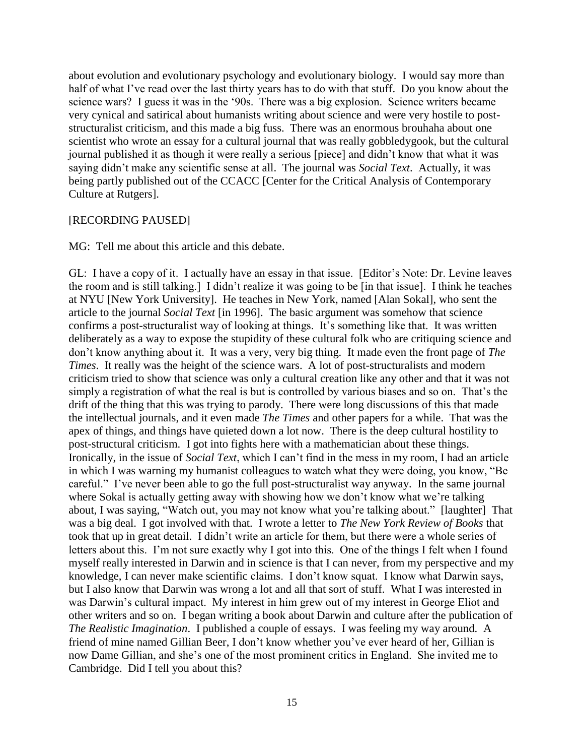about evolution and evolutionary psychology and evolutionary biology. I would say more than half of what I've read over the last thirty years has to do with that stuff. Do you know about the science wars? I guess it was in the '90s. There was a big explosion. Science writers became very cynical and satirical about humanists writing about science and were very hostile to post-structuralist criticism, and this made a big fuss. There was an enormous brouhaha about one scientist who wrote an essay for a cultural journal that was really gobbledygook, but the cultural journal published it as though it were really a serious [piece] and didn't know that what it was saying didn't make any scientific sense at all. The journal was *Social Text*. Actually, it was being partly published out of the CCACC [Center for the Critical Analysis of Contemporary Culture at Rutgers].

[RECORDING PAUSED]

MG: Tell me about this article and this debate.

GL: I have a copy of it. I actually have an essay in that issue. [Editor's Note: Dr. Levine leaves the room and is still talking.] I didn't realize it was going to be [in that issue]. I think he teaches at NYU [New York University]. He teaches in New York, named [Alan Sokal], who sent the article to the journal *Social Text* [in 1996]. The basic argument was somehow that science confirms a post-structuralist way of looking at things. It's something like that. It was written deliberately as a way to expose the stupidity of these cultural folk who are critiquing science and don't know anything about it. It was a very, very big thing. It made even the front page of *The Times*. It really was the height of the science wars. A lot of post-structuralists and modern criticism tried to show that science was only a cultural creation like any other and that it was not simply a registration of what the real is but is controlled by various biases and so on. That's the drift of the thing that this was trying to parody. There were long discussions of this that made the intellectual journals, and it even made *The Times* and other papers for a while. That was the apex of things, and things have quieted down a lot now. There is the deep cultural hostility to post-structural criticism. I got into fights here with a mathematician about these things. Ironically, in the issue of *Social Text*, which I can't find in the mess in my room, I had an article in which I was warning my humanist colleagues to watch what they were doing, you know, "Be careful." I've never been able to go the full post-structuralist way anyway. In the same journal where Sokal is actually getting away with showing how we don't know what we're talking about, I was saying, "Watch out, you may not know what you're talking about." [laughter] That was a big deal. I got involved with that. I wrote a letter to *The New York Review of Books* that took that up in great detail. I didn't write an article for them, but there were a whole series of letters about this. I'm not sure exactly why I got into this. One of the things I felt when I found myself really interested in Darwin and in science is that I can never, from my perspective and my knowledge, I can never make scientific claims. I don't know squat. I know what Darwin says, but I also know that Darwin was wrong a lot and all that sort of stuff. What I was interested in was Darwin's cultural impact. My interest in him grew out of my interest in George Eliot and other writers and so on. I began writing a book about Darwin and culture after the publication of *The Realistic Imagination*. I published a couple of essays. I was feeling my way around. A friend of mine named Gillian Beer, I don't know whether you've ever heard of her, Gillian is now Dame Gillian, and she's one of the most prominent critics in England. She invited me to Cambridge. Did I tell you about this?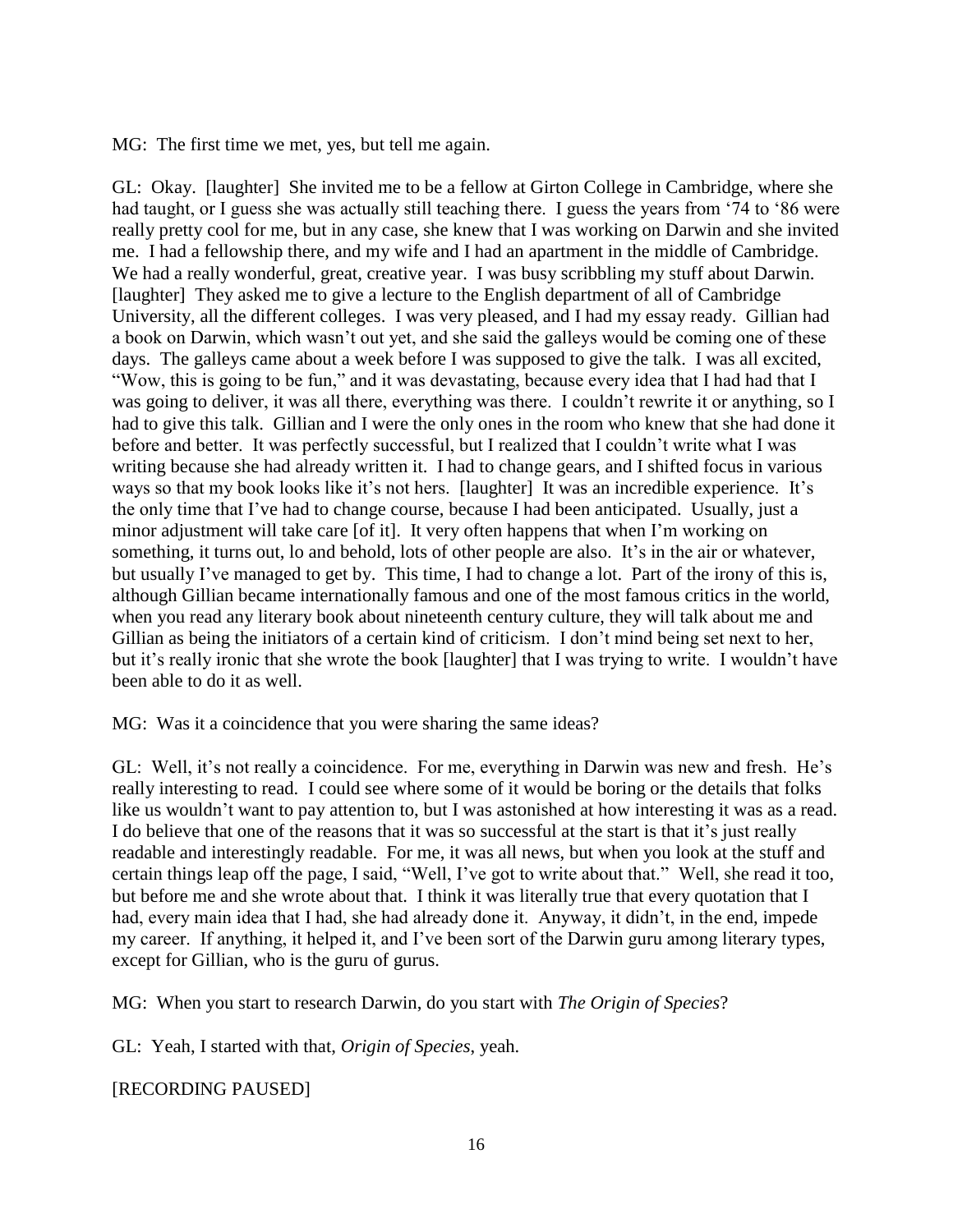MG: The first time we met, yes, but tell me again.

GL: Okay. [laughter] She invited me to be a fellow at Girton College in Cambridge, where she had taught, or I guess she was actually still teaching there. I guess the years from '74 to '86 were really pretty cool for me, but in any case, she knew that I was working on Darwin and she invited me. I had a fellowship there, and my wife and I had an apartment in the middle of Cambridge. We had a really wonderful, great, creative year. I was busy scribbling my stuff about Darwin. [laughter] They asked me to give a lecture to the English department of all of Cambridge University, all the different colleges. I was very pleased, and I had my essay ready. Gillian had a book on Darwin, which wasn't out yet, and she said the galleys would be coming one of these days. The galleys came about a week before I was supposed to give the talk. I was all excited, "Wow, this is going to be fun," and it was devastating, because every idea that I had had that I was going to deliver, it was all there, everything was there. I couldn't rewrite it or anything, so I had to give this talk. Gillian and I were the only ones in the room who knew that she had done it before and better. It was perfectly successful, but I realized that I couldn't write what I was writing because she had already written it. I had to change gears, and I shifted focus in various ways so that my book looks like it's not hers. [laughter] It was an incredible experience. It's the only time that I've had to change course, because I had been anticipated. Usually, just a minor adjustment will take care [of it]. It very often happens that when I'm working on something, it turns out, lo and behold, lots of other people are also. It's in the air or whatever, but usually I've managed to get by. This time, I had to change a lot. Part of the irony of this is, although Gillian became internationally famous and one of the most famous critics in the world, when you read any literary book about nineteenth century culture, they will talk about me and Gillian as being the initiators of a certain kind of criticism. I don't mind being set next to her, but it's really ironic that she wrote the book [laughter] that I was trying to write. I wouldn't have been able to do it as well.

MG: Was it a coincidence that you were sharing the same ideas?

GL: Well, it's not really a coincidence. For me, everything in Darwin was new and fresh. He's really interesting to read. I could see where some of it would be boring or the details that folks like us wouldn't want to pay attention to, but I was astonished at how interesting it was as a read. I do believe that one of the reasons that it was so successful at the start is that it's just really readable and interestingly readable. For me, it was all news, but when you look at the stuff and certain things leap off the page, I said, "Well, I've got to write about that." Well, she read it too, but before me and she wrote about that. I think it was literally true that every quotation that I had, every main idea that I had, she had already done it. Anyway, it didn't, in the end, impede my career. If anything, it helped it, and I've been sort of the Darwin guru among literary types, except for Gillian, who is the guru of gurus.

MG: When you start to research Darwin, do you start with *The Origin of Species*?

GL: Yeah, I started with that, *Origin of Species*, yeah.

[RECORDING PAUSED]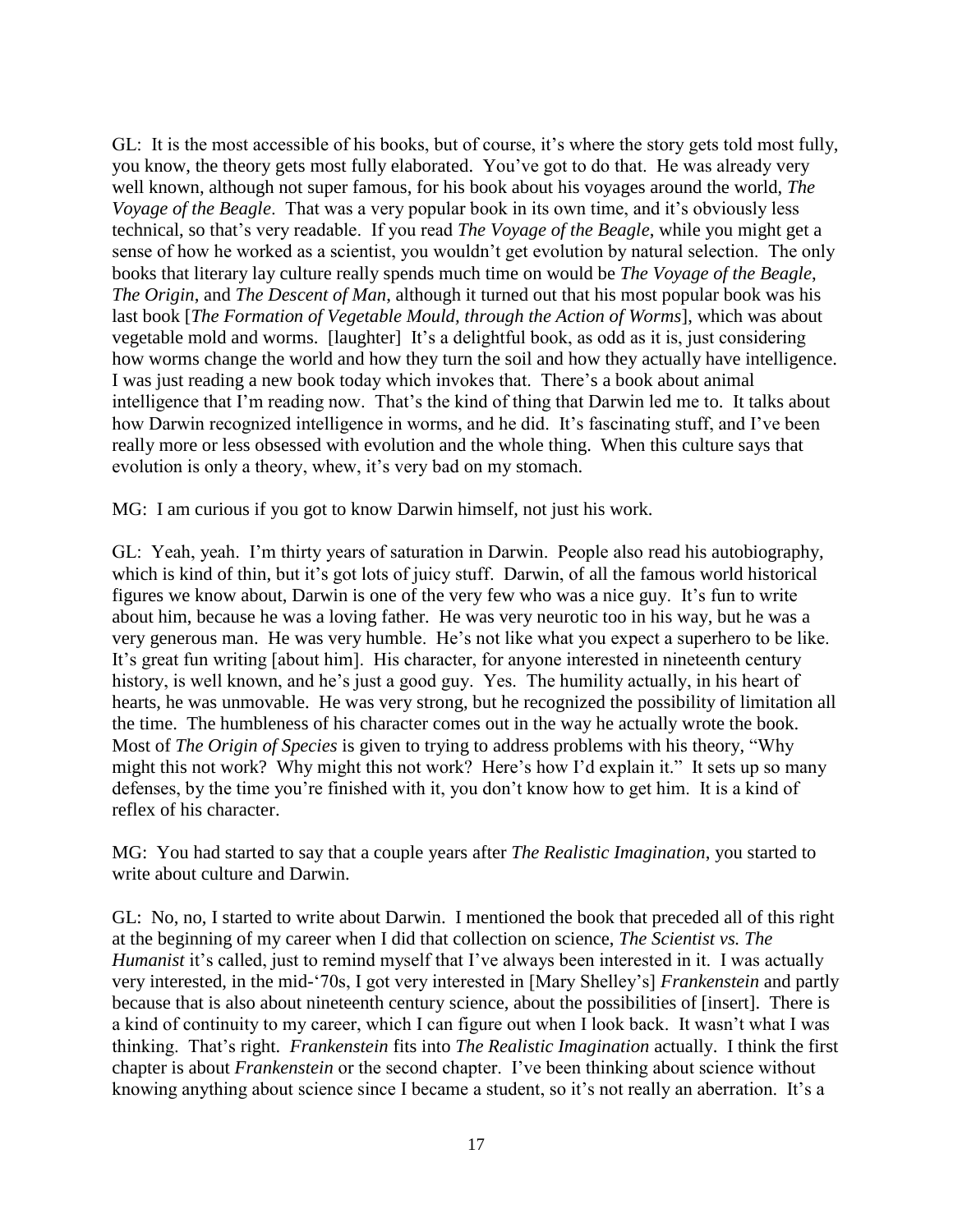GL: It is the most accessible of his books, but of course, it's where the story gets told most fully, you know, the theory gets most fully elaborated. You've got to do that. He was already very well known, although not super famous, for his book about his voyages around the world, *The Voyage of the Beagle*. That was a very popular book in its own time, and it's obviously less technical, so that's very readable. If you read *The Voyage of the Beagle*, while you might get a sense of how he worked as a scientist, you wouldn't get evolution by natural selection. The only books that literary lay culture really spends much time on would be *The Voyage of the Beagle*, *The Origin*, and *The Descent of Man*, although it turned out that his most popular book was his last book [*The Formation of Vegetable Mould, through the Action of Worms*], which was about vegetable mold and worms. [laughter] It's a delightful book, as odd as it is, just considering how worms change the world and how they turn the soil and how they actually have intelligence. I was just reading a new book today which invokes that. There's a book about animal intelligence that I'm reading now. That's the kind of thing that Darwin led me to. It talks about how Darwin recognized intelligence in worms, and he did. It's fascinating stuff, and I've been really more or less obsessed with evolution and the whole thing. When this culture says that evolution is only a theory, whew, it's very bad on my stomach.

MG: I am curious if you got to know Darwin himself, not just his work.

GL: Yeah, yeah. I'm thirty years of saturation in Darwin. People also read his autobiography, which is kind of thin, but it's got lots of juicy stuff. Darwin, of all the famous world historical figures we know about, Darwin is one of the very few who was a nice guy. It's fun to write about him, because he was a loving father. He was very neurotic too in his way, but he was a very generous man. He was very humble. He's not like what you expect a superhero to be like. It's great fun writing [about him]. His character, for anyone interested in nineteenth century history, is well known, and he's just a good guy. Yes. The humility actually, in his heart of hearts, he was unmovable. He was very strong, but he recognized the possibility of limitation all the time. The humbleness of his character comes out in the way he actually wrote the book. Most of *The Origin of Species* is given to trying to address problems with his theory, "Why might this not work? Why might this not work? Here's how I'd explain it." It sets up so many defenses, by the time you're finished with it, you don't know how to get him. It is a kind of reflex of his character.

MG: You had started to say that a couple years after *The Realistic Imagination*, you started to write about culture and Darwin.

GL: No, no, I started to write about Darwin. I mentioned the book that preceded all of this right at the beginning of my career when I did that collection on science, *The Scientist vs. The Humanist* it's called, just to remind myself that I've always been interested in it. I was actually very interested, in the mid-'70s, I got very interested in [Mary Shelley's] *Frankenstein* and partly because that is also about nineteenth century science, about the possibilities of [insert]. There is a kind of continuity to my career, which I can figure out when I look back. It wasn't what I was thinking. That's right. *Frankenstein* fits into *The Realistic Imagination* actually. I think the first chapter is about *Frankenstein* or the second chapter. I've been thinking about science without knowing anything about science since I became a student, so it's not really an aberration. It's a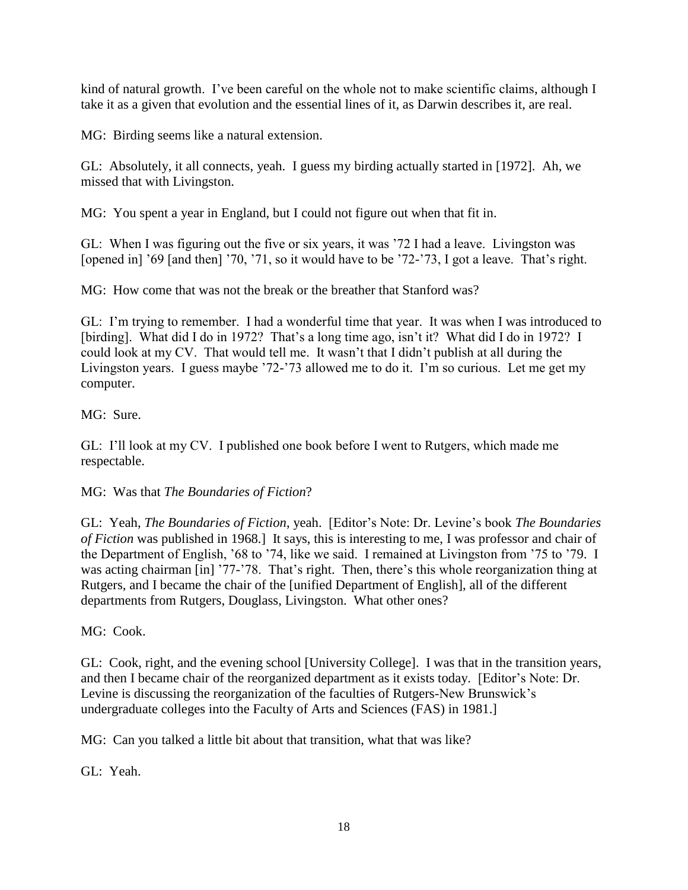kind of natural growth. I've been careful on the whole not to make scientific claims, although I take it as a given that evolution and the essential lines of it, as Darwin describes it, are real.

MG: Birding seems like a natural extension.

GL: Absolutely, it all connects, yeah. I guess my birding actually started in [1972]. Ah, we missed that with Livingston.

MG: You spent a year in England, but I could not figure out when that fit in.

GL: When I was figuring out the five or six years, it was '72 I had a leave. Livingston was [opened in] '69 [and then] '70, '71, so it would have to be '72-'73, I got a leave. That's right.

MG: How come that was not the break or the breather that Stanford was?

GL: I'm trying to remember. I had a wonderful time that year. It was when I was introduced to [birding]. What did I do in 1972? That's a long time ago, isn't it? What did I do in 1972? I could look at my CV. That would tell me. It wasn't that I didn't publish at all during the Livingston years. I guess maybe '72-'73 allowed me to do it. I'm so curious. Let me get my computer.

MG: Sure.

GL: I'll look at my CV. I published one book before I went to Rutgers, which made me respectable.

MG: Was that *The Boundaries of Fiction*?

GL: Yeah, *The Boundaries of Fiction*, yeah. [Editor's Note: Dr. Levine's book *The Boundaries of Fiction* was published in 1968.] It says, this is interesting to me, I was professor and chair of the Department of English, '68 to '74, like we said. I remained at Livingston from '75 to '79. I was acting chairman [in] '77-'78. That's right. Then, there's this whole reorganization thing at Rutgers, and I became the chair of the [unified Department of English], all of the different departments from Rutgers, Douglass, Livingston. What other ones?

MG: Cook.

GL: Cook, right, and the evening school [University College]. I was that in the transition years, and then I became chair of the reorganized department as it exists today. [Editor's Note: Dr. Levine is discussing the reorganization of the faculties of Rutgers-New Brunswick's undergraduate colleges into the Faculty of Arts and Sciences (FAS) in 1981.]

MG: Can you talked a little bit about that transition, what that was like?

GL: Yeah.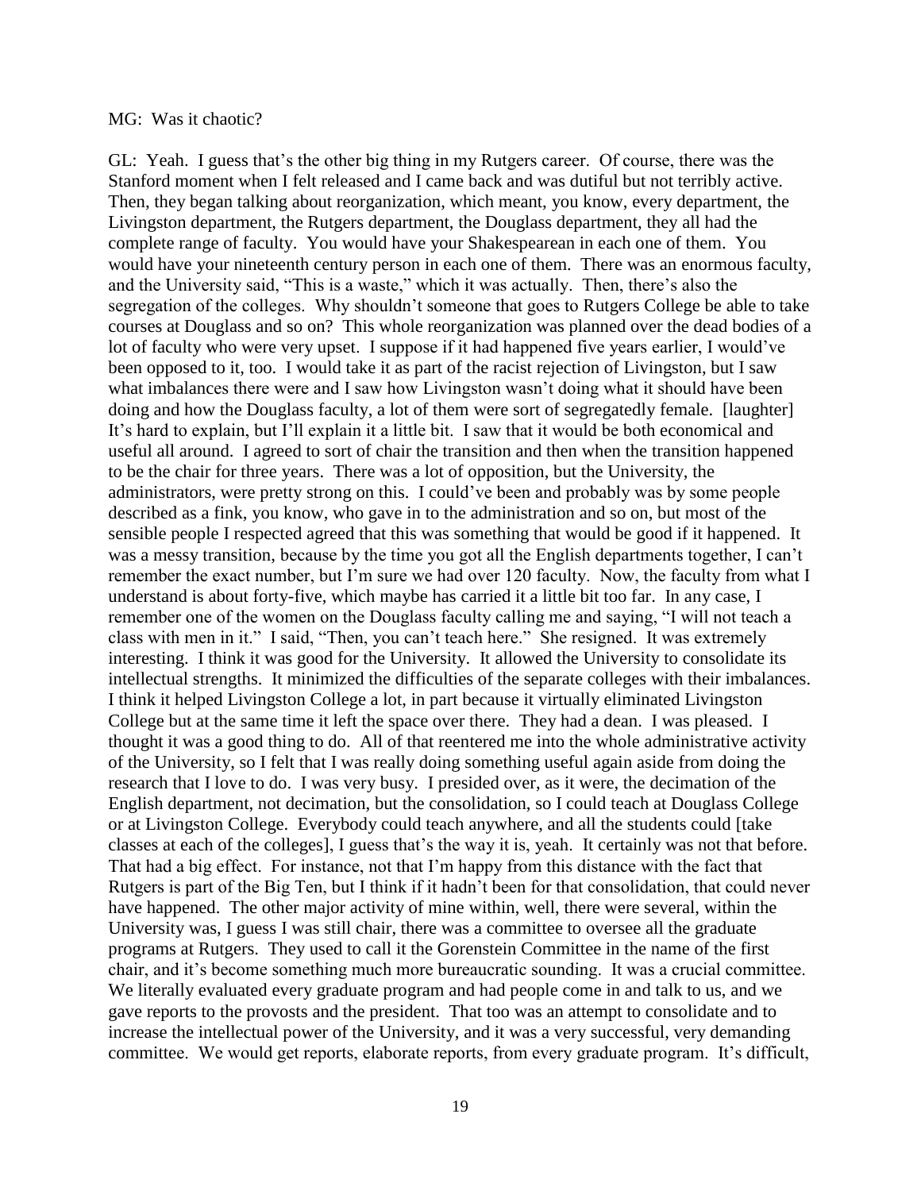MG: Was it chaotic?

GL: Yeah. I guess that's the other big thing in my Rutgers career. Of course, there was the Stanford moment when I felt released and I came back and was dutiful but not terribly active. Then, they began talking about reorganization, which meant, you know, every department, the Livingston department, the Rutgers department, the Douglass department, they all had the complete range of faculty. You would have your Shakespearean in each one of them. You would have your nineteenth century person in each one of them. There was an enormous faculty, and the University said, "This is a waste," which it was actually. Then, there's also the segregation of the colleges. Why shouldn't someone that goes to Rutgers College be able to take courses at Douglass and so on? This whole reorganization was planned over the dead bodies of a lot of faculty who were very upset. I suppose if it had happened five years earlier, I would've been opposed to it, too. I would take it as part of the racist rejection of Livingston, but I saw what imbalances there were and I saw how Livingston wasn't doing what it should have been doing and how the Douglass faculty, a lot of them were sort of segregatedly female. [laughter] It's hard to explain, but I'll explain it a little bit. I saw that it would be both economical and useful all around. I agreed to sort of chair the transition and then when the transition happened to be the chair for three years. There was a lot of opposition, but the University, the administrators, were pretty strong on this. I could've been and probably was by some people described as a fink, you know, who gave in to the administration and so on, but most of the sensible people I respected agreed that this was something that would be good if it happened. It was a messy transition, because by the time you got all the English departments together, I can't remember the exact number, but I'm sure we had over 120 faculty. Now, the faculty from what I understand is about forty-five, which maybe has carried it a little bit too far. In any case, I remember one of the women on the Douglass faculty calling me and saying, "I will not teach a class with men in it." I said, "Then, you can't teach here." She resigned. It was extremely interesting. I think it was good for the University. It allowed the University to consolidate its intellectual strengths. It minimized the difficulties of the separate colleges with their imbalances. I think it helped Livingston College a lot, in part because it virtually eliminated Livingston College but at the same time it left the space over there. They had a dean. I was pleased. I thought it was a good thing to do. All of that reentered me into the whole administrative activity of the University, so I felt that I was really doing something useful again aside from doing the research that I love to do. I was very busy. I presided over, as it were, the decimation of the English department, not decimation, but the consolidation, so I could teach at Douglass College or at Livingston College. Everybody could teach anywhere, and all the students could [take classes at each of the colleges], I guess that's the way it is, yeah. It certainly was not that before. That had a big effect. For instance, not that I'm happy from this distance with the fact that Rutgers is part of the Big Ten, but I think if it hadn't been for that consolidation, that could never have happened. The other major activity of mine within, well, there were several, within the University was, I guess I was still chair, there was a committee to oversee all the graduate programs at Rutgers. They used to call it the Gorenstein Committee in the name of the first chair, and it's become something much more bureaucratic sounding. It was a crucial committee. We literally evaluated every graduate program and had people come in and talk to us, and we gave reports to the provosts and the president. That too was an attempt to consolidate and to increase the intellectual power of the University, and it was a very successful, very demanding committee. We would get reports, elaborate reports, from every graduate program. It's difficult,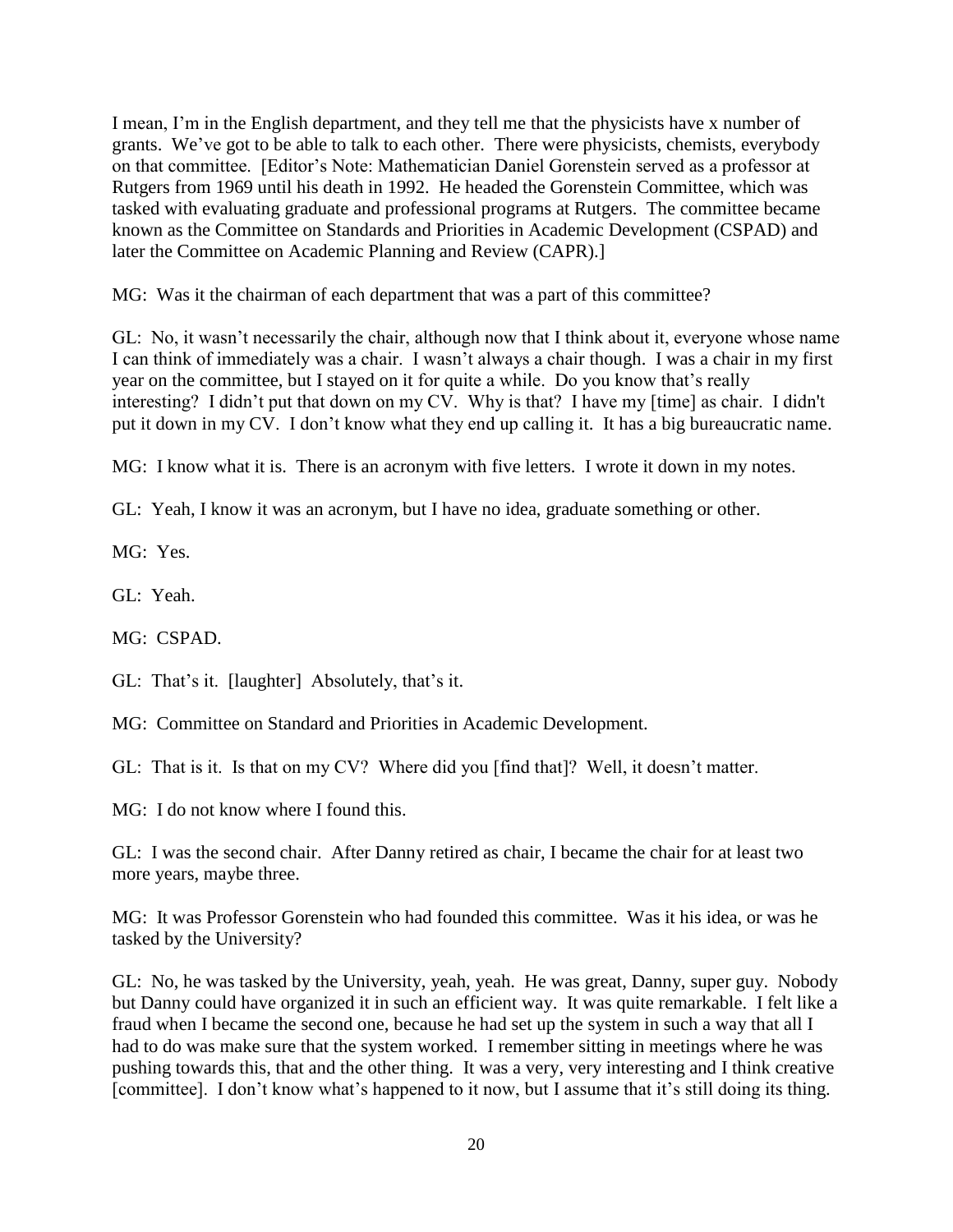I mean, I'm in the English department, and they tell me that the physicists have x number of grants. We've got to be able to talk to each other. There were physicists, chemists, everybody on that committee. [Editor's Note: Mathematician Daniel Gorenstein served as a professor at Rutgers from 1969 until his death in 1992. He headed the Gorenstein Committee, which was tasked with evaluating graduate and professional programs at Rutgers. The committee became known as the Committee on Standards and Priorities in Academic Development (CSPAD) and later the Committee on Academic Planning and Review (CAPR).]

MG: Was it the chairman of each department that was a part of this committee?

GL: No, it wasn't necessarily the chair, although now that I think about it, everyone whose name I can think of immediately was a chair. I wasn't always a chair though. I was a chair in my first year on the committee, but I stayed on it for quite a while. Do you know that's really interesting? I didn't put that down on my CV. Why is that? I have my [time] as chair. I didn't put it down in my CV. I don't know what they end up calling it. It has a big bureaucratic name.

MG: I know what it is. There is an acronym with five letters. I wrote it down in my notes.

GL: Yeah, I know it was an acronym, but I have no idea, graduate something or other.

MG: Yes.

GL: Yeah.

MG: CSPAD.

GL: That's it. [laughter] Absolutely, that's it.

MG: Committee on Standard and Priorities in Academic Development.

GL: That is it. Is that on my CV? Where did you [find that]? Well, it doesn't matter.

MG: I do not know where I found this.

GL: I was the second chair. After Danny retired as chair, I became the chair for at least two more years, maybe three.

MG: It was Professor Gorenstein who had founded this committee. Was it his idea, or was he tasked by the University?

GL: No, he was tasked by the University, yeah, yeah. He was great, Danny, super guy. Nobody but Danny could have organized it in such an efficient way. It was quite remarkable. I felt like a fraud when I became the second one, because he had set up the system in such a way that all I had to do was make sure that the system worked. I remember sitting in meetings where he was pushing towards this, that and the other thing. It was a very, very interesting and I think creative [committee]. I don't know what's happened to it now, but I assume that it's still doing its thing.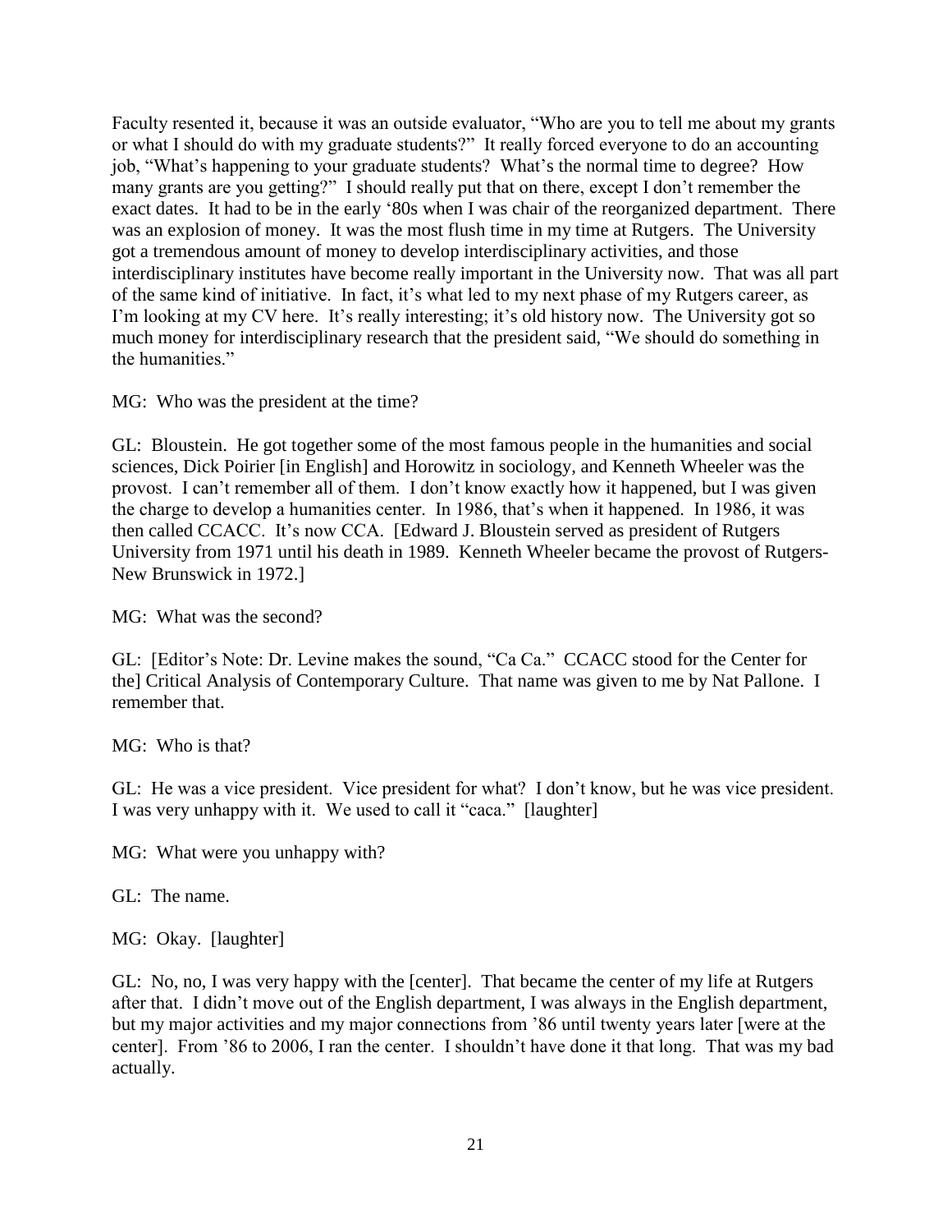Faculty resented it, because it was an outside evaluator, "Who are you to tell me about my grants or what I should do with my graduate students?" It really forced everyone to do an accounting job, "What's happening to your graduate students? What's the normal time to degree? How many grants are you getting?" I should really put that on there, except I don't remember the exact dates. It had to be in the early '80s when I was chair of the reorganized department. There was an explosion of money. It was the most flush time in my time at Rutgers. The University got a tremendous amount of money to develop interdisciplinary activities, and those interdisciplinary institutes have become really important in the University now. That was all part of the same kind of initiative. In fact, it's what led to my next phase of my Rutgers career, as I'm looking at my CV here. It's really interesting; it's old history now. The University got so much money for interdisciplinary research that the president said, "We should do something in the humanities."

MG: Who was the president at the time?

GL: Bloustein. He got together some of the most famous people in the humanities and social sciences, Dick Poirier [in English] and Horowitz in sociology, and Kenneth Wheeler was the provost. I can't remember all of them. I don't know exactly how it happened, but I was given the charge to develop a humanities center. In 1986, that's when it happened. In 1986, it was then called CCACC. It's now CCA. [Edward J. Bloustein served as president of Rutgers University from 1971 until his death in 1989. Kenneth Wheeler became the provost of Rutgers-New Brunswick in 1972.]

MG: What was the second?

GL: [Editor's Note: Dr. Levine makes the sound, "Ca Ca." CCACC stood for the Center for the] Critical Analysis of Contemporary Culture. That name was given to me by Nat Pallone. I remember that.

MG: Who is that?

GL: He was a vice president. Vice president for what? I don't know, but he was vice president. I was very unhappy with it. We used to call it "caca." [laughter]

MG: What were you unhappy with?

GL: The name.

MG: Okay. [laughter]

GL: No, no, I was very happy with the [center]. That became the center of my life at Rutgers after that. I didn't move out of the English department, I was always in the English department, but my major activities and my major connections from '86 until twenty years later [were at the center]. From '86 to 2006, I ran the center. I shouldn't have done it that long. That was my bad actually.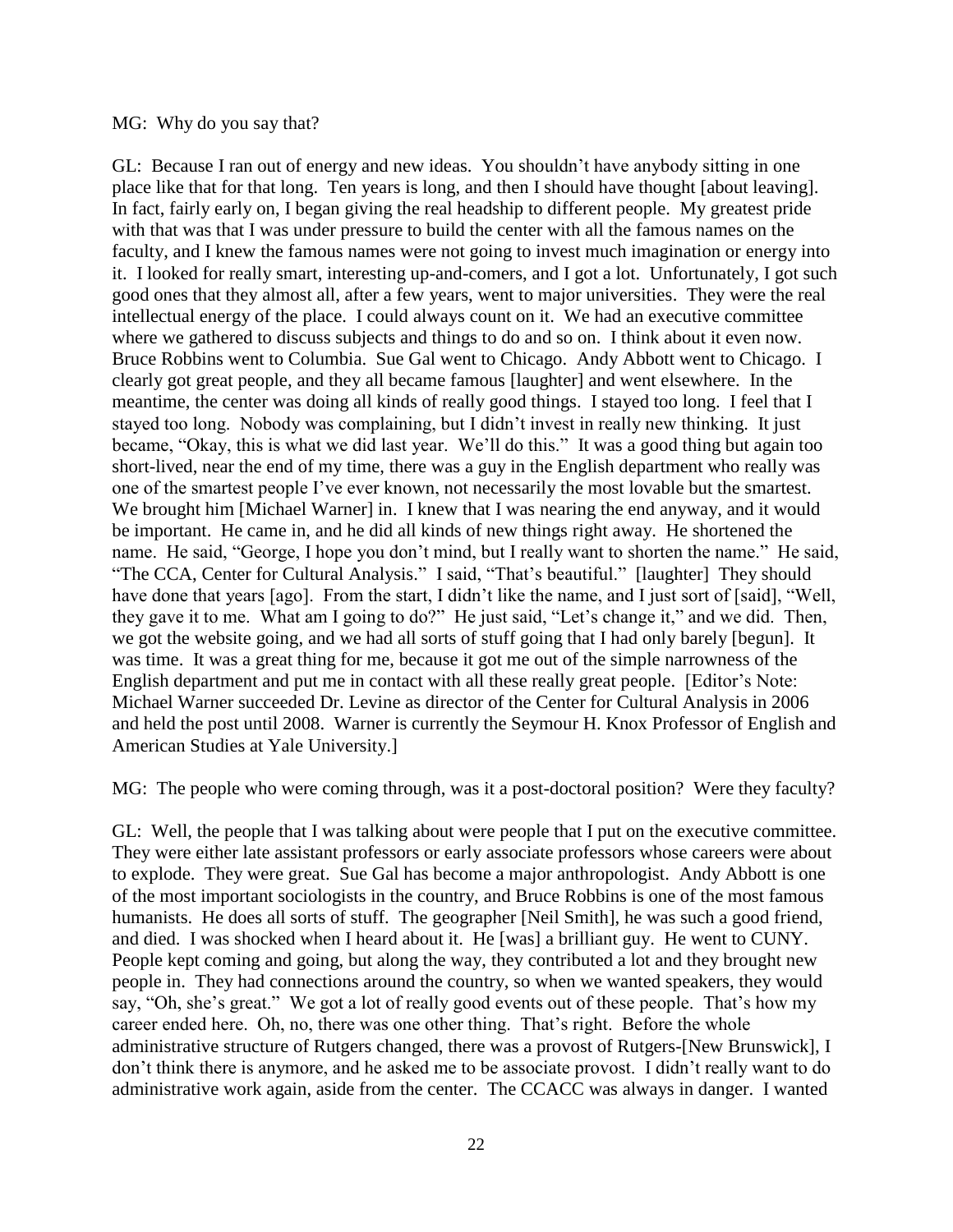MG: Why do you say that?

GL: Because I ran out of energy and new ideas. You shouldn't have anybody sitting in one place like that for that long. Ten years is long, and then I should have thought [about leaving]. In fact, fairly early on, I began giving the real headship to different people. My greatest pride with that was that I was under pressure to build the center with all the famous names on the faculty, and I knew the famous names were not going to invest much imagination or energy into it. I looked for really smart, interesting up-and-comers, and I got a lot. Unfortunately, I got such good ones that they almost all, after a few years, went to major universities. They were the real intellectual energy of the place. I could always count on it. We had an executive committee where we gathered to discuss subjects and things to do and so on. I think about it even now. Bruce Robbins went to Columbia. Sue Gal went to Chicago. Andy Abbott went to Chicago. I clearly got great people, and they all became famous [laughter] and went elsewhere. In the meantime, the center was doing all kinds of really good things. I stayed too long. I feel that I stayed too long. Nobody was complaining, but I didn't invest in really new thinking. It just became, "Okay, this is what we did last year. We'll do this." It was a good thing but again too short-lived, near the end of my time, there was a guy in the English department who really was one of the smartest people I've ever known, not necessarily the most lovable but the smartest. We brought him [Michael Warner] in. I knew that I was nearing the end anyway, and it would be important. He came in, and he did all kinds of new things right away. He shortened the name. He said, "George, I hope you don't mind, but I really want to shorten the name." He said, "The CCA, Center for Cultural Analysis." I said, "That's beautiful." [laughter] They should have done that years [ago]. From the start, I didn't like the name, and I just sort of [said], "Well, they gave it to me. What am I going to do?" He just said, "Let's change it," and we did. Then, we got the website going, and we had all sorts of stuff going that I had only barely [begun]. It was time. It was a great thing for me, because it got me out of the simple narrowness of the English department and put me in contact with all these really great people. [Editor's Note: Michael Warner succeeded Dr. Levine as director of the Center for Cultural Analysis in 2006 and held the post until 2008. Warner is currently the Seymour H. Knox Professor of English and American Studies at Yale University.]

MG: The people who were coming through, was it a post-doctoral position? Were they faculty?

GL: Well, the people that I was talking about were people that I put on the executive committee. They were either late assistant professors or early associate professors whose careers were about to explode. They were great. Sue Gal has become a major anthropologist. Andy Abbott is one of the most important sociologists in the country, and Bruce Robbins is one of the most famous humanists. He does all sorts of stuff. The geographer [Neil Smith], he was such a good friend, and died. I was shocked when I heard about it. He [was] a brilliant guy. He went to CUNY. People kept coming and going, but along the way, they contributed a lot and they brought new people in. They had connections around the country, so when we wanted speakers, they would say, "Oh, she's great." We got a lot of really good events out of these people. That's how my career ended here. Oh, no, there was one other thing. That's right. Before the whole administrative structure of Rutgers changed, there was a provost of Rutgers-[New Brunswick], I don't think there is anymore, and he asked me to be associate provost. I didn't really want to do administrative work again, aside from the center. The CCACC was always in danger. I wanted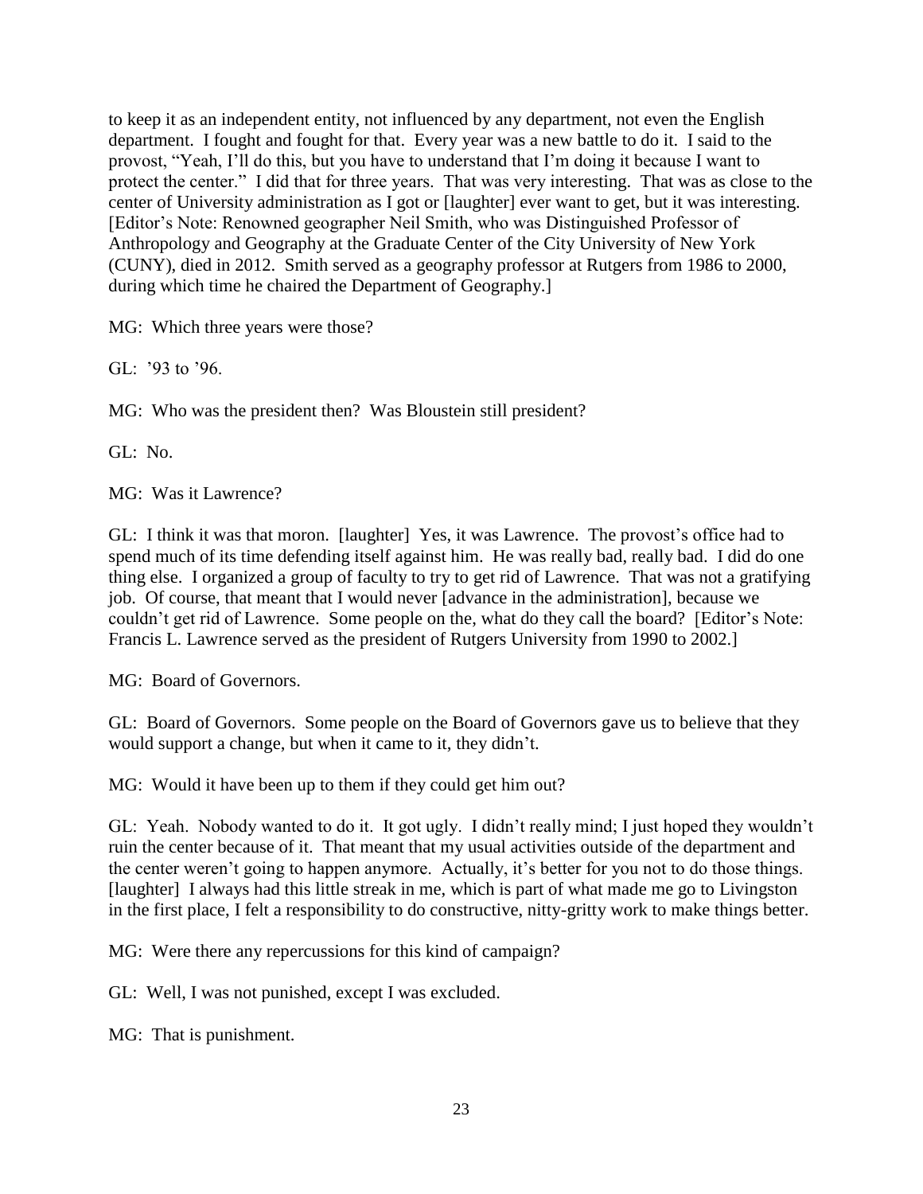to keep it as an independent entity, not influenced by any department, not even the English department. I fought and fought for that. Every year was a new battle to do it. I said to the provost, "Yeah, I'll do this, but you have to understand that I'm doing it because I want to protect the center." I did that for three years. That was very interesting. That was as close to the center of University administration as I got or [laughter] ever want to get, but it was interesting. [Editor's Note: Renowned geographer Neil Smith, who was Distinguished Professor of Anthropology and Geography at the Graduate Center of the City University of New York (CUNY), died in 2012. Smith served as a geography professor at Rutgers from 1986 to 2000, during which time he chaired the Department of Geography.]

MG: Which three years were those?

GL: '93 to '96.

MG: Who was the president then? Was Bloustein still president?

GL: No.

MG: Was it Lawrence?

GL: I think it was that moron. [laughter] Yes, it was Lawrence. The provost's office had to spend much of its time defending itself against him. He was really bad, really bad. I did do one thing else. I organized a group of faculty to try to get rid of Lawrence. That was not a gratifying job. Of course, that meant that I would never [advance in the administration], because we couldn't get rid of Lawrence. Some people on the, what do they call the board? [Editor's Note: Francis L. Lawrence served as the president of Rutgers University from 1990 to 2002.]

MG: Board of Governors.

GL: Board of Governors. Some people on the Board of Governors gave us to believe that they would support a change, but when it came to it, they didn't.

MG: Would it have been up to them if they could get him out?

GL: Yeah. Nobody wanted to do it. It got ugly. I didn't really mind; I just hoped they wouldn't ruin the center because of it. That meant that my usual activities outside of the department and the center weren't going to happen anymore. Actually, it's better for you not to do those things. [laughter] I always had this little streak in me, which is part of what made me go to Livingston in the first place, I felt a responsibility to do constructive, nitty-gritty work to make things better.

MG: Were there any repercussions for this kind of campaign?

GL: Well, I was not punished, except I was excluded.

MG: That is punishment.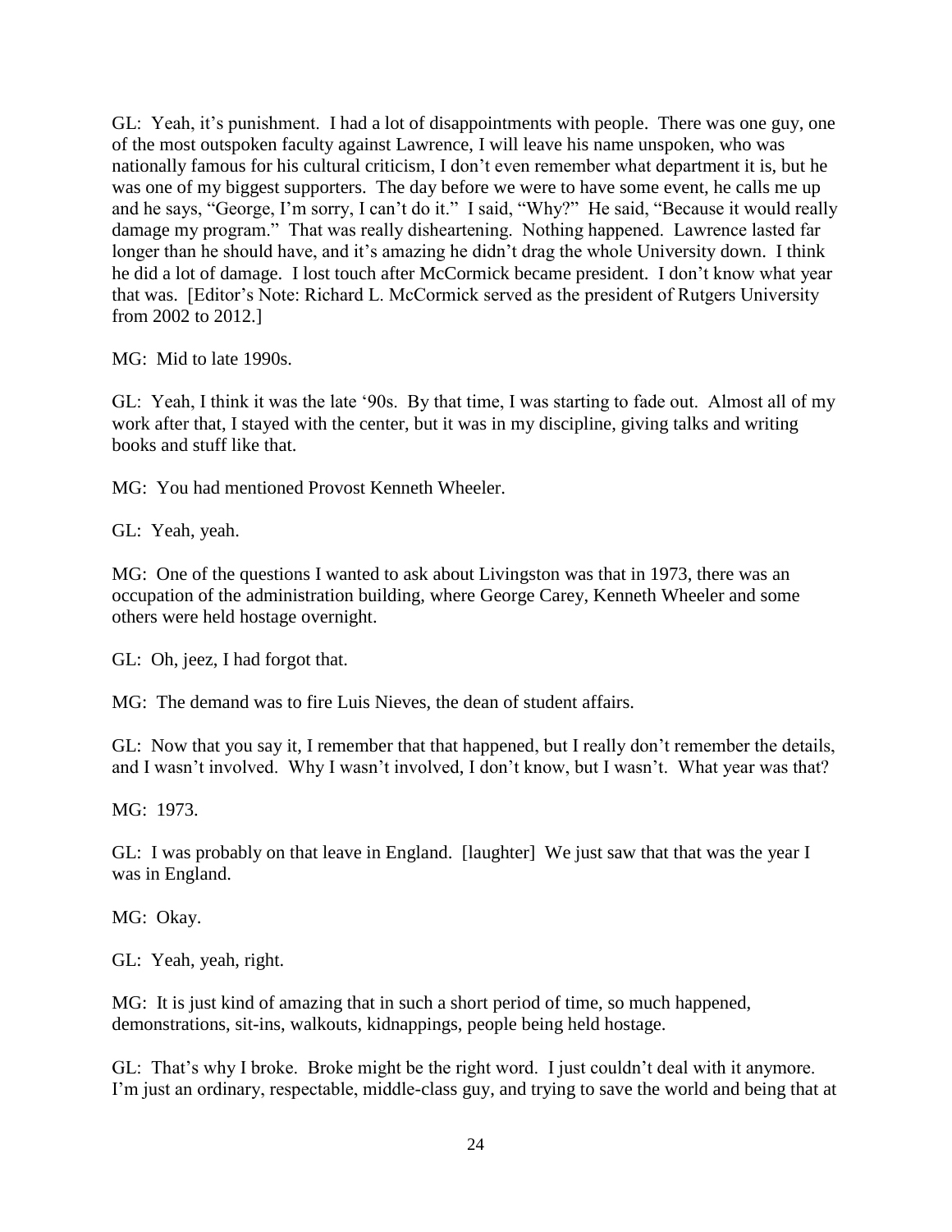GL: Yeah, it's punishment. I had a lot of disappointments with people. There was one guy, one of the most outspoken faculty against Lawrence, I will leave his name unspoken, who was nationally famous for his cultural criticism, I don't even remember what department it is, but he was one of my biggest supporters. The day before we were to have some event, he calls me up and he says, "George, I'm sorry, I can't do it." I said, "Why?" He said, "Because it would really damage my program." That was really disheartening. Nothing happened. Lawrence lasted far longer than he should have, and it's amazing he didn't drag the whole University down. I think he did a lot of damage. I lost touch after McCormick became president. I don't know what year that was. [Editor's Note: Richard L. McCormick served as the president of Rutgers University from 2002 to 2012.]

MG: Mid to late 1990s.

GL: Yeah, I think it was the late '90s. By that time, I was starting to fade out. Almost all of my work after that, I stayed with the center, but it was in my discipline, giving talks and writing books and stuff like that.

MG: You had mentioned Provost Kenneth Wheeler.

GL: Yeah, yeah.

MG: One of the questions I wanted to ask about Livingston was that in 1973, there was an occupation of the administration building, where George Carey, Kenneth Wheeler and some others were held hostage overnight.

GL: Oh, jeez, I had forgot that.

MG: The demand was to fire Luis Nieves, the dean of student affairs.

GL: Now that you say it, I remember that that happened, but I really don't remember the details, and I wasn't involved. Why I wasn't involved, I don't know, but I wasn't. What year was that?

MG: 1973.

GL: I was probably on that leave in England. [laughter] We just saw that that was the year I was in England.

MG: Okay.

GL: Yeah, yeah, right.

MG: It is just kind of amazing that in such a short period of time, so much happened, demonstrations, sit-ins, walkouts, kidnappings, people being held hostage.

GL: That's why I broke. Broke might be the right word. I just couldn't deal with it anymore. I'm just an ordinary, respectable, middle-class guy, and trying to save the world and being that at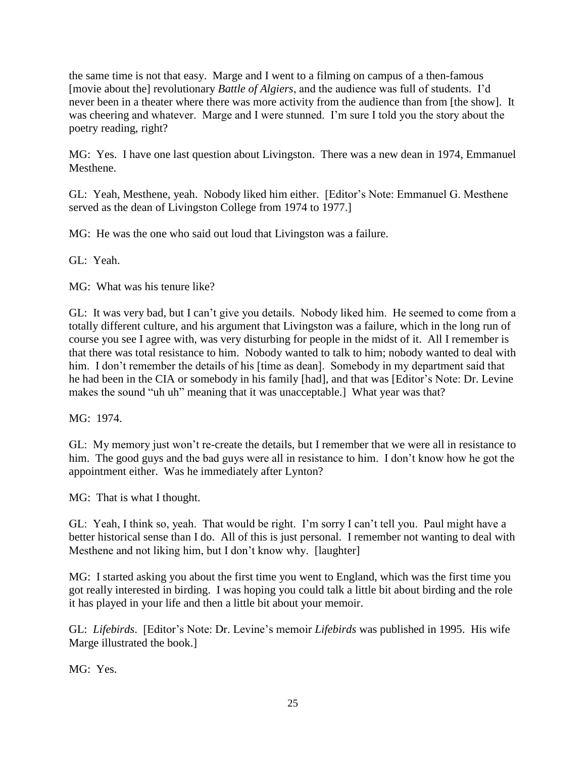the same time is not that easy. Marge and I went to a filming on campus of a then-famous [movie about the] revolutionary *Battle of Algiers*, and the audience was full of students. I'd never been in a theater where there was more activity from the audience than from [the show]. It was cheering and whatever. Marge and I were stunned. I'm sure I told you the story about the poetry reading, right?

MG: Yes. I have one last question about Livingston. There was a new dean in 1974, Emmanuel Mesthene.

GL: Yeah, Mesthene, yeah. Nobody liked him either. [Editor's Note: Emmanuel G. Mesthene served as the dean of Livingston College from 1974 to 1977.]

MG: He was the one who said out loud that Livingston was a failure.

GL: Yeah.

MG: What was his tenure like?

GL: It was very bad, but I can't give you details. Nobody liked him. He seemed to come from a totally different culture, and his argument that Livingston was a failure, which in the long run of course you see I agree with, was very disturbing for people in the midst of it. All I remember is that there was total resistance to him. Nobody wanted to talk to him; nobody wanted to deal with him. I don't remember the details of his [time as dean]. Somebody in my department said that he had been in the CIA or somebody in his family [had], and that was [Editor's Note: Dr. Levine makes the sound "uh uh" meaning that it was unacceptable.] What year was that?

MG: 1974.

GL: My memory just won't re-create the details, but I remember that we were all in resistance to him. The good guys and the bad guys were all in resistance to him. I don't know how he got the appointment either. Was he immediately after Lynton?

MG: That is what I thought.

GL: Yeah, I think so, yeah. That would be right. I'm sorry I can't tell you. Paul might have a better historical sense than I do. All of this is just personal. I remember not wanting to deal with Mesthene and not liking him, but I don't know why. [laughter]

MG: I started asking you about the first time you went to England, which was the first time you got really interested in birding. I was hoping you could talk a little bit about birding and the role it has played in your life and then a little bit about your memoir.

GL: *Lifebirds*. [Editor's Note: Dr. Levine's memoir *Lifebirds* was published in 1995. His wife Marge illustrated the book.]

MG: Yes.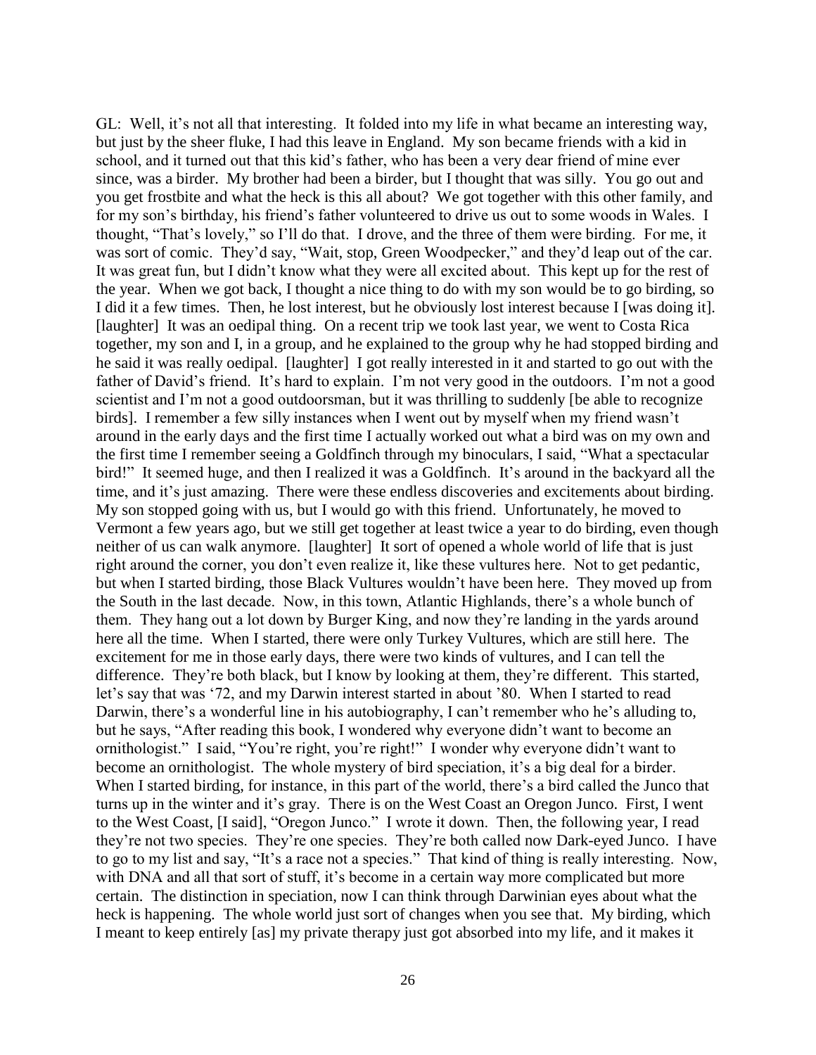GL: Well, it's not all that interesting. It folded into my life in what became an interesting way, but just by the sheer fluke, I had this leave in England. My son became friends with a kid in school, and it turned out that this kid's father, who has been a very dear friend of mine ever since, was a birder. My brother had been a birder, but I thought that was silly. You go out and you get frostbite and what the heck is this all about? We got together with this other family, and for my son's birthday, his friend's father volunteered to drive us out to some woods in Wales. I thought, "That's lovely," so I'll do that. I drove, and the three of them were birding. For me, it was sort of comic. They'd say, "Wait, stop, Green Woodpecker," and they'd leap out of the car. It was great fun, but I didn't know what they were all excited about. This kept up for the rest of the year. When we got back, I thought a nice thing to do with my son would be to go birding, so I did it a few times. Then, he lost interest, but he obviously lost interest because I [was doing it]. [laughter] It was an oedipal thing. On a recent trip we took last year, we went to Costa Rica together, my son and I, in a group, and he explained to the group why he had stopped birding and he said it was really oedipal. [laughter] I got really interested in it and started to go out with the father of David's friend. It's hard to explain. I'm not very good in the outdoors. I'm not a good scientist and I'm not a good outdoorsman, but it was thrilling to suddenly [be able to recognize birds]. I remember a few silly instances when I went out by myself when my friend wasn't around in the early days and the first time I actually worked out what a bird was on my own and the first time I remember seeing a Goldfinch through my binoculars, I said, "What a spectacular bird!" It seemed huge, and then I realized it was a Goldfinch. It's around in the backyard all the time, and it's just amazing. There were these endless discoveries and excitements about birding. My son stopped going with us, but I would go with this friend. Unfortunately, he moved to Vermont a few years ago, but we still get together at least twice a year to do birding, even though neither of us can walk anymore. [laughter] It sort of opened a whole world of life that is just right around the corner, you don't even realize it, like these vultures here. Not to get pedantic, but when I started birding, those Black Vultures wouldn't have been here. They moved up from the South in the last decade. Now, in this town, Atlantic Highlands, there's a whole bunch of them. They hang out a lot down by Burger King, and now they're landing in the yards around here all the time. When I started, there were only Turkey Vultures, which are still here. The excitement for me in those early days, there were two kinds of vultures, and I can tell the difference. They're both black, but I know by looking at them, they're different. This started, let's say that was '72, and my Darwin interest started in about '80. When I started to read Darwin, there's a wonderful line in his autobiography, I can't remember who he's alluding to, but he says, "After reading this book, I wondered why everyone didn't want to become an ornithologist." I said, "You're right, you're right!" I wonder why everyone didn't want to become an ornithologist. The whole mystery of bird speciation, it's a big deal for a birder. When I started birding, for instance, in this part of the world, there's a bird called the Junco that turns up in the winter and it's gray. There is on the West Coast an Oregon Junco. First, I went to the West Coast, [I said], "Oregon Junco." I wrote it down. Then, the following year, I read they're not two species. They're one species. They're both called now Dark-eyed Junco. I have to go to my list and say, "It's a race not a species." That kind of thing is really interesting. Now, with DNA and all that sort of stuff, it's become in a certain way more complicated but more certain. The distinction in speciation, now I can think through Darwinian eyes about what the heck is happening. The whole world just sort of changes when you see that. My birding, which I meant to keep entirely [as] my private therapy just got absorbed into my life, and it makes it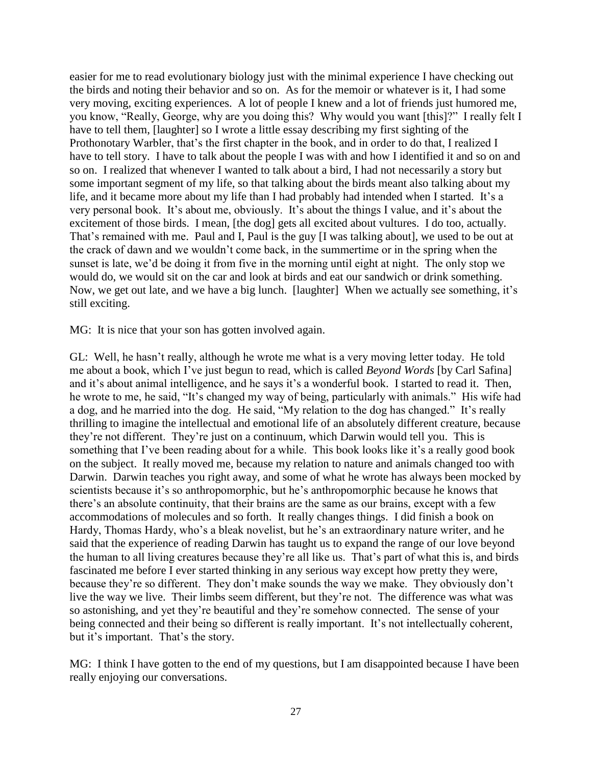easier for me to read evolutionary biology just with the minimal experience I have checking out the birds and noting their behavior and so on. As for the memoir or whatever is it, I had some very moving, exciting experiences. A lot of people I knew and a lot of friends just humored me, you know, "Really, George, why are you doing this? Why would you want [this]?" I really felt I have to tell them, [laughter] so I wrote a little essay describing my first sighting of the Prothonotary Warbler, that's the first chapter in the book, and in order to do that, I realized I have to tell story. I have to talk about the people I was with and how I identified it and so on and so on. I realized that whenever I wanted to talk about a bird, I had not necessarily a story but some important segment of my life, so that talking about the birds meant also talking about my life, and it became more about my life than I had probably had intended when I started. It's a very personal book. It's about me, obviously. It's about the things I value, and it's about the excitement of those birds. I mean, [the dog] gets all excited about vultures. I do too, actually. That's remained with me. Paul and I, Paul is the guy [I was talking about], we used to be out at the crack of dawn and we wouldn't come back, in the summertime or in the spring when the sunset is late, we'd be doing it from five in the morning until eight at night. The only stop we would do, we would sit on the car and look at birds and eat our sandwich or drink something. Now, we get out late, and we have a big lunch. [laughter] When we actually see something, it's still exciting.

MG: It is nice that your son has gotten involved again.

GL: Well, he hasn't really, although he wrote me what is a very moving letter today. He told me about a book, which I've just begun to read, which is called *Beyond Words* [by Carl Safina] and it's about animal intelligence, and he says it's a wonderful book. I started to read it. Then, he wrote to me, he said, "It's changed my way of being, particularly with animals." His wife had a dog, and he married into the dog. He said, "My relation to the dog has changed." It's really thrilling to imagine the intellectual and emotional life of an absolutely different creature, because they're not different. They're just on a continuum, which Darwin would tell you. This is something that I've been reading about for a while. This book looks like it's a really good book on the subject. It really moved me, because my relation to nature and animals changed too with Darwin. Darwin teaches you right away, and some of what he wrote has always been mocked by scientists because it's so anthropomorphic, but he's anthropomorphic because he knows that there's an absolute continuity, that their brains are the same as our brains, except with a few accommodations of molecules and so forth. It really changes things. I did finish a book on Hardy, Thomas Hardy, who's a bleak novelist, but he's an extraordinary nature writer, and he said that the experience of reading Darwin has taught us to expand the range of our love beyond the human to all living creatures because they're all like us. That's part of what this is, and birds fascinated me before I ever started thinking in any serious way except how pretty they were, because they're so different. They don't make sounds the way we make. They obviously don't live the way we live. Their limbs seem different, but they're not. The difference was what was so astonishing, and yet they're beautiful and they're somehow connected. The sense of your being connected and their being so different is really important. It's not intellectually coherent, but it's important. That's the story.

MG: I think I have gotten to the end of my questions, but I am disappointed because I have been really enjoying our conversations.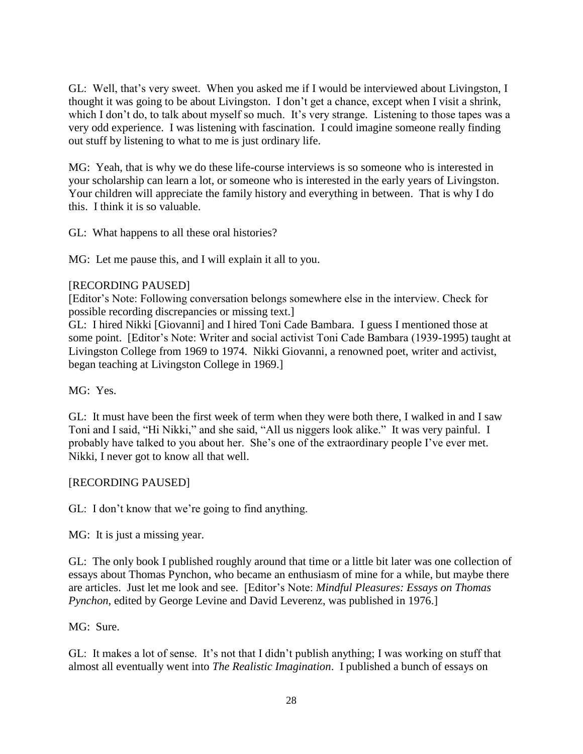GL: Well, that's very sweet. When you asked me if I would be interviewed about Livingston, I thought it was going to be about Livingston. I don't get a chance, except when I visit a shrink, which I don't do, to talk about myself so much. It's very strange. Listening to those tapes was a very odd experience. I was listening with fascination. I could imagine someone really finding out stuff by listening to what to me is just ordinary life.

MG: Yeah, that is why we do these life-course interviews is so someone who is interested in your scholarship can learn a lot, or someone who is interested in the early years of Livingston. Your children will appreciate the family history and everything in between. That is why I do this. I think it is so valuable.

GL: What happens to all these oral histories?

MG: Let me pause this, and I will explain it all to you.

[RECORDING PAUSED]

[Editor's Note: Following conversation belongs somewhere else in the interview. Check for possible recording discrepancies or missing text.]

GL: I hired Nikki [Giovanni] and I hired Toni Cade Bambara. I guess I mentioned those at some point. [Editor's Note: Writer and social activist Toni Cade Bambara (1939-1995) taught at Livingston College from 1969 to 1974. Nikki Giovanni, a renowned poet, writer and activist, began teaching at Livingston College in 1969.]

MG: Yes.

GL: It must have been the first week of term when they were both there, I walked in and I saw Toni and I said, "Hi Nikki," and she said, "All us niggers look alike." It was very painful. I probably have talked to you about her. She's one of the extraordinary people I've ever met. Nikki, I never got to know all that well.

[RECORDING PAUSED]

GL: I don't know that we're going to find anything.

MG: It is just a missing year.

GL: The only book I published roughly around that time or a little bit later was one collection of essays about Thomas Pynchon, who became an enthusiasm of mine for a while, but maybe there are articles. Just let me look and see. [Editor's Note: *Mindful Pleasures: Essays on Thomas Pynchon*, edited by George Levine and David Leverenz, was published in 1976.]

MG: Sure.

GL: It makes a lot of sense. It's not that I didn't publish anything; I was working on stuff that almost all eventually went into *The Realistic Imagination*. I published a bunch of essays on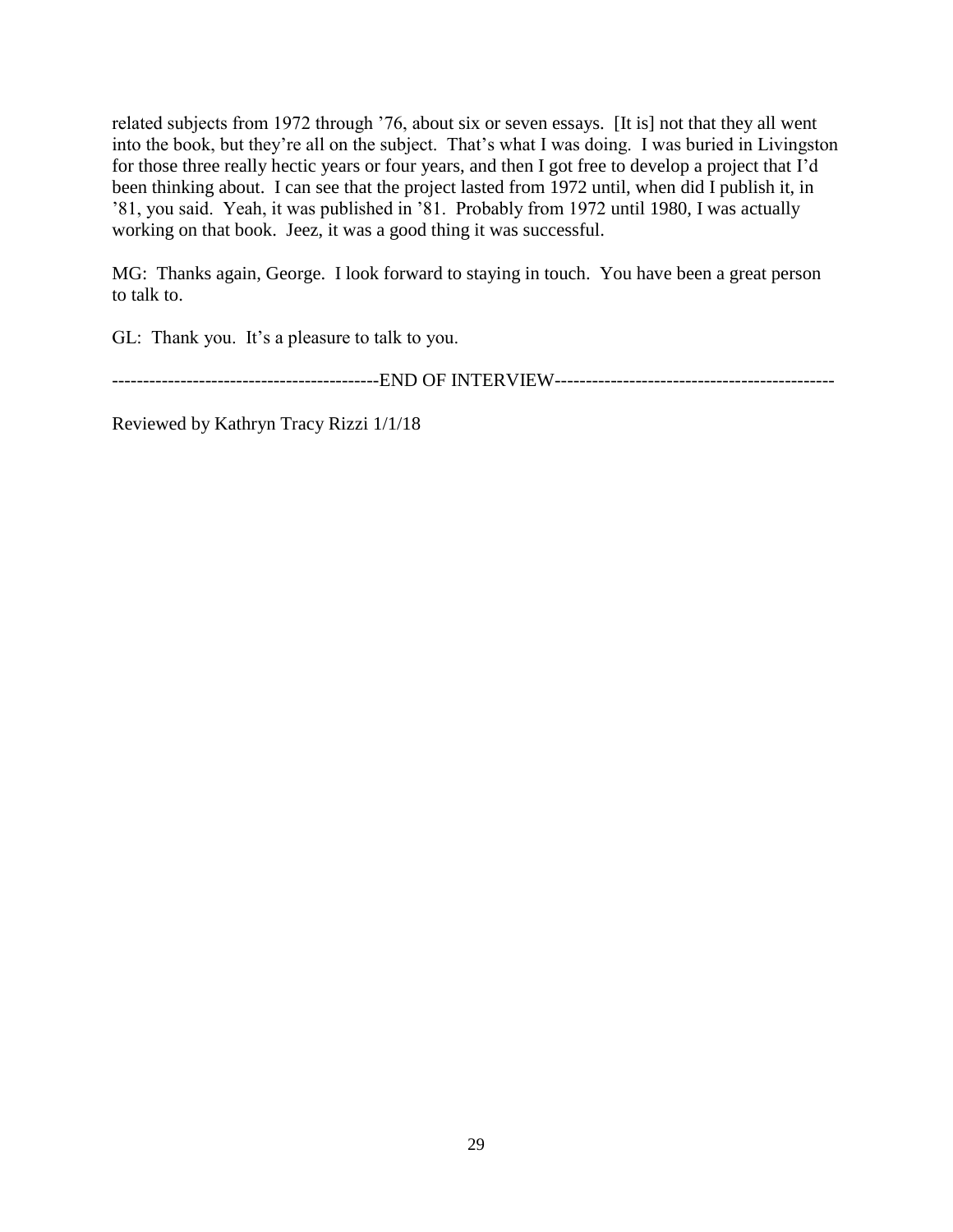related subjects from 1972 through '76, about six or seven essays. [It is] not that they all went into the book, but they're all on the subject. That's what I was doing. I was buried in Livingston for those three really hectic years or four years, and then I got free to develop a project that I'd been thinking about. I can see that the project lasted from 1972 until, when did I publish it, in '81, you said. Yeah, it was published in '81. Probably from 1972 until 1980, I was actually working on that book. Jeez, it was a good thing it was successful.

MG: Thanks again, George. I look forward to staying in touch. You have been a great person to talk to.

GL: Thank you. It's a pleasure to talk to you.

-------------------------------------------END OF INTERVIEW--------------------------------------------

Reviewed by Kathryn Tracy Rizzi 1/1/18